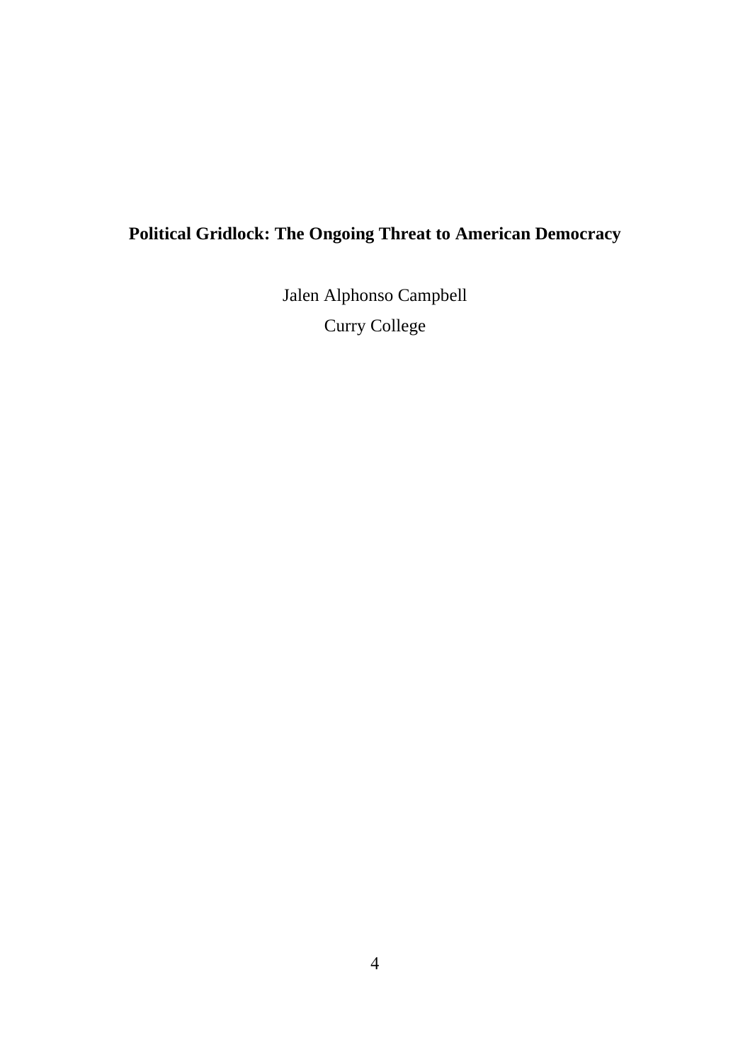# Political Gridlock: The Ongoing Threat to American Democracy

Jalen Alphonso Campbell

Curry College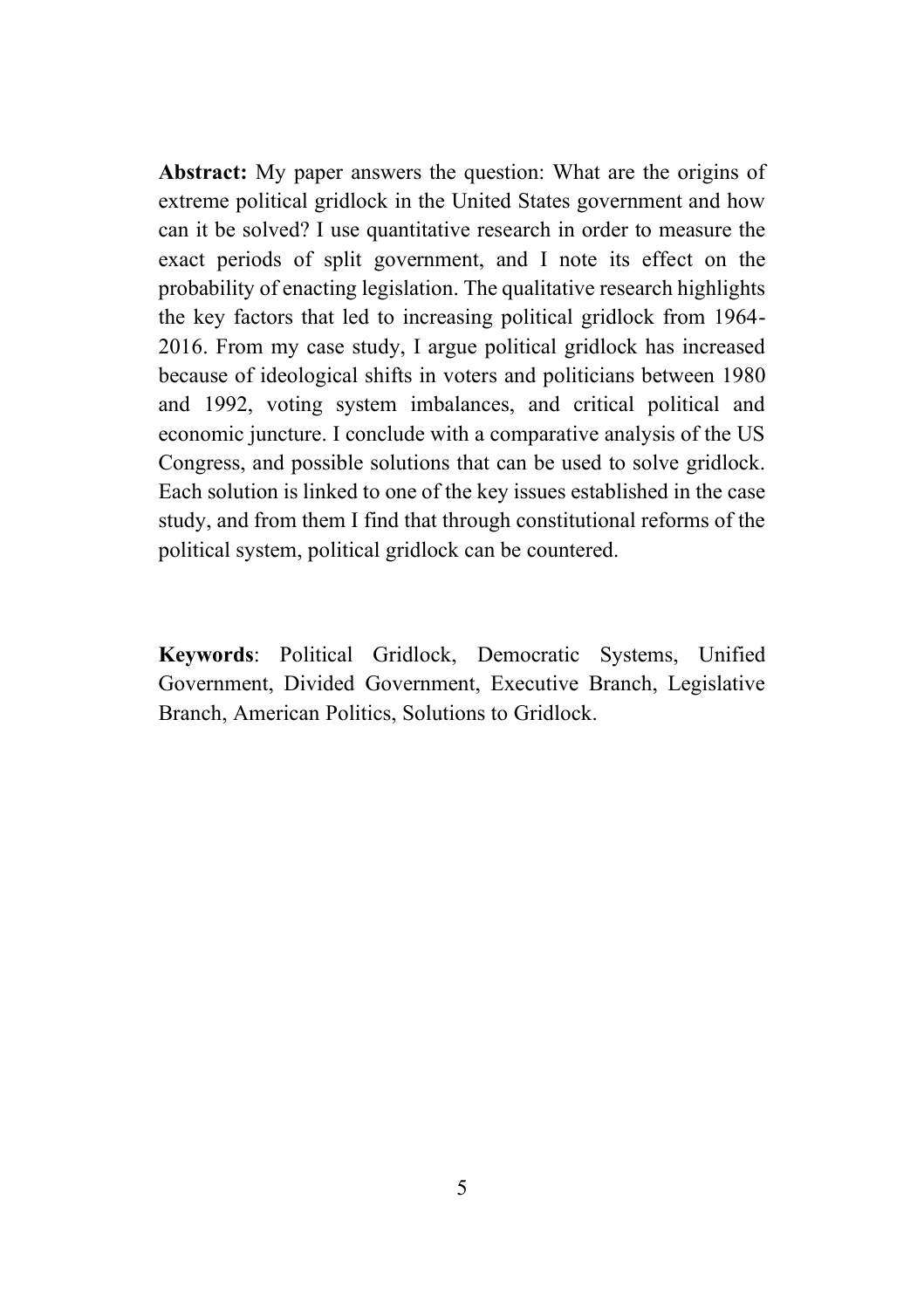**Abstract:** My paper answers the question: What are the origins of extreme political gridlock in the United States government and how can it be solved? I use quantitative research in order to measure the exact periods of split government, and I note its effect on the probability of enacting legislation. The qualitative research highlights the key factors that led to increasing political gridlock from 1964-2016. From my case study, I argue political gridlock has increased because of ideological shifts in voters and politicians between 1980 and 1992, voting system imbalances, and critical political and economic juncture. I conclude with a comparative analysis of the US Congress, and possible solutions that can be used to solve gridlock. Each solution is linked to one of the key issues established in the case study, and from them I find that through constitutional reforms of the political system, political gridlock can be countered.

**Keywords**: Political Gridlock, Democratic Systems, Unified Government, Divided Government, Executive Branch, Legislative Branch, American Politics, Solutions to Gridlock.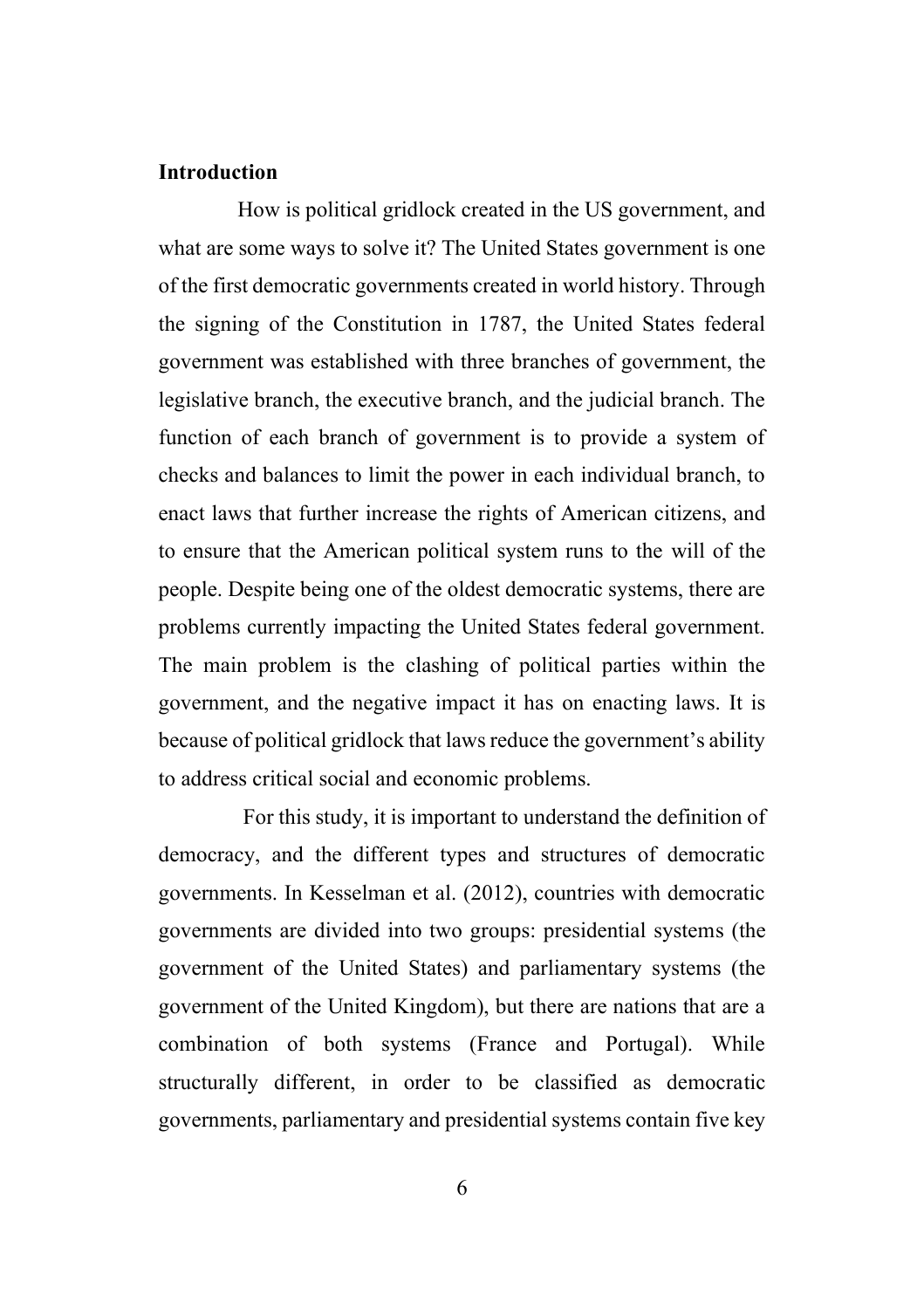## Introduction

How is political gridlock created in the US government, and what are some ways to solve it? The United States government is one of the first democratic governments created in world history. Through the signing of the Constitution in 1787, the United States federal government was established with three branches of government, the legislative branch, the executive branch, and the judicial branch. The function of each branch of government is to provide a system of checks and balances to limit the power in each individual branch, to enact laws that further increase the rights of American citizens, and to ensure that the American political system runs to the will of the people. Despite being one of the oldest democratic systems, there are problems currently impacting the United States federal government. The main problem is the clashing of political parties within the government, and the negative impact it has on enacting laws. It is because of political gridlock that laws reduce the government's ability to address critical social and economic problems.

For this study, it is important to understand the definition of democracy, and the different types and structures of democratic governments. In Kesselman et al. (2012), countries with democratic governments are divided into two groups: presidential systems (the government of the United States) and parliamentary systems (the government of the United Kingdom), but there are nations that are a combination of both systems (France and Portugal). While structurally different, in order to be classified as democratic governments, parliamentary and presidential systems contain five key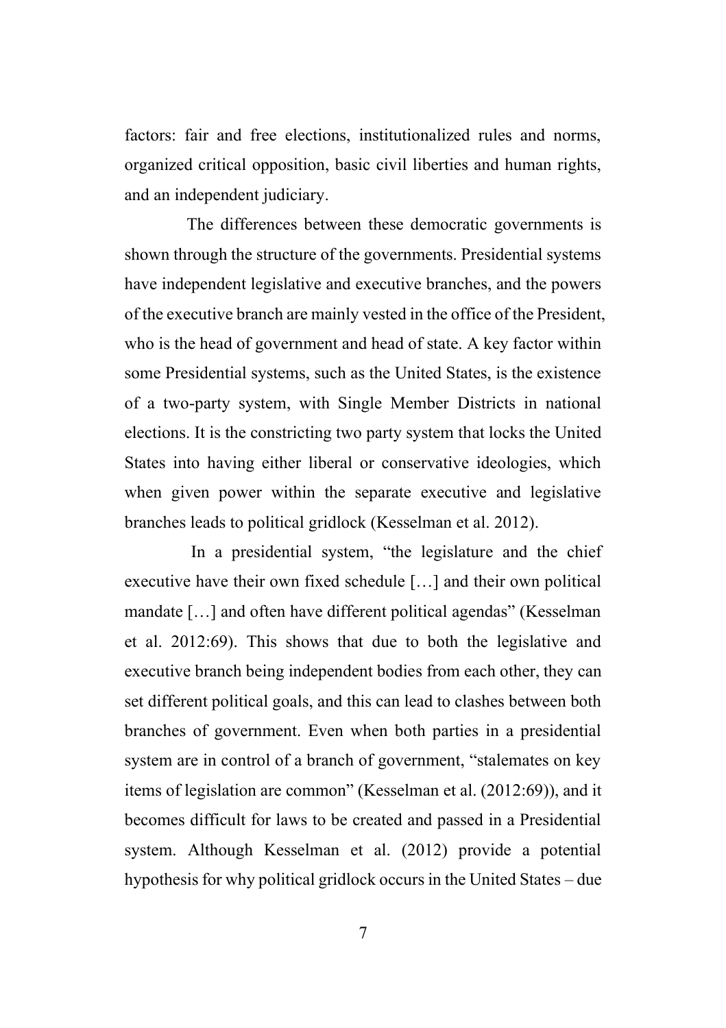factors: fair and free elections, institutionalized rules and norms, organized critical opposition, basic civil liberties and human rights, and an independent judiciary.

The differences between these democratic governments is shown through the structure of the governments. Presidential systems have independent legislative and executive branches, and the powers of the executive branch are mainly vested in the office of the President, who is the head of government and head of state. A key factor within some Presidential systems, such as the United States, is the existence of a two-party system, with Single Member Districts in national elections. It is the constricting two party system that locks the United States into having either liberal or conservative ideologies, which when given power within the separate executive and legislative branches leads to political gridlock (Kesselman et al. 2012).

In a presidential system, "the legislature and the chief executive have their own fixed schedule […] and their own political mandate […] and often have different political agendas" (Kesselman et al. 2012:69). This shows that due to both the legislative and executive branch being independent bodies from each other, they can set different political goals, and this can lead to clashes between both branches of government. Even when both parties in a presidential system are in control of a branch of government, "stalemates on key items of legislation are common" (Kesselman et al. (2012:69)), and it becomes difficult for laws to be created and passed in a Presidential system. Although Kesselman et al. (2012) provide a potential hypothesis for why political gridlock occurs in the United States – due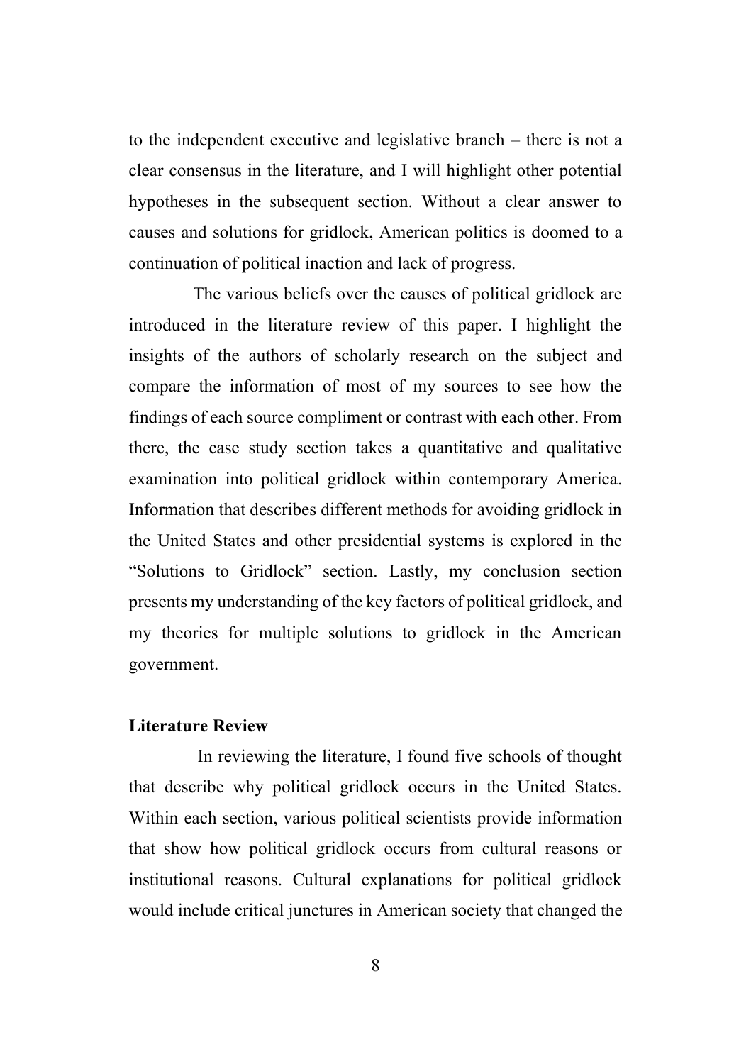to the independent executive and legislative branch – there is not a clear consensus in the literature, and I will highlight other potential hypotheses in the subsequent section. Without a clear answer to causes and solutions for gridlock, American politics is doomed to a continuation of political inaction and lack of progress.

The various beliefs over the causes of political gridlock are introduced in the literature review of this paper. I highlight the insights of the authors of scholarly research on the subject and compare the information of most of my sources to see how the findings of each source compliment or contrast with each other. From there, the case study section takes a quantitative and qualitative examination into political gridlock within contemporary America. Information that describes different methods for avoiding gridlock in the United States and other presidential systems is explored in the "Solutions to Gridlock" section. Lastly, my conclusion section presents my understanding of the key factors of political gridlock, and my theories for multiple solutions to gridlock in the American government.

## Literature Review

In reviewing the literature, I found five schools of thought that describe why political gridlock occurs in the United States. Within each section, various political scientists provide information that show how political gridlock occurs from cultural reasons or institutional reasons. Cultural explanations for political gridlock would include critical junctures in American society that changed the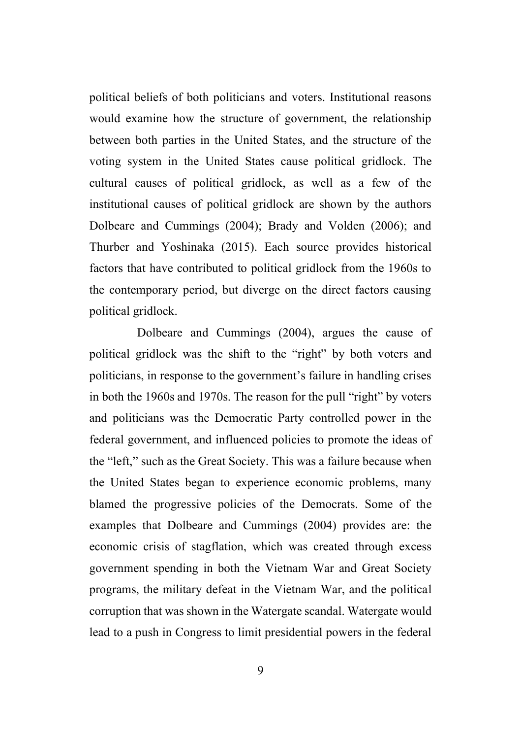political beliefs of both politicians and voters. Institutional reasons would examine how the structure of government, the relationship between both parties in the United States, and the structure of the voting system in the United States cause political gridlock. The cultural causes of political gridlock, as well as a few of the institutional causes of political gridlock are shown by the authors Dolbeare and Cummings (2004); Brady and Volden (2006); and Thurber and Yoshinaka (2015). Each source provides historical factors that have contributed to political gridlock from the 1960s to the contemporary period, but diverge on the direct factors causing political gridlock.

Dolbeare and Cummings (2004), argues the cause of political gridlock was the shift to the "right" by both voters and politicians, in response to the government's failure in handling crises in both the 1960s and 1970s. The reason for the pull "right" by voters and politicians was the Democratic Party controlled power in the federal government, and influenced policies to promote the ideas of the "left," such as the Great Society. This was a failure because when the United States began to experience economic problems, many blamed the progressive policies of the Democrats. Some of the examples that Dolbeare and Cummings (2004) provides are: the economic crisis of stagflation, which was created through excess government spending in both the Vietnam War and Great Society programs, the military defeat in the Vietnam War, and the political corruption that was shown in the Watergate scandal. Watergate would lead to a push in Congress to limit presidential powers in the federal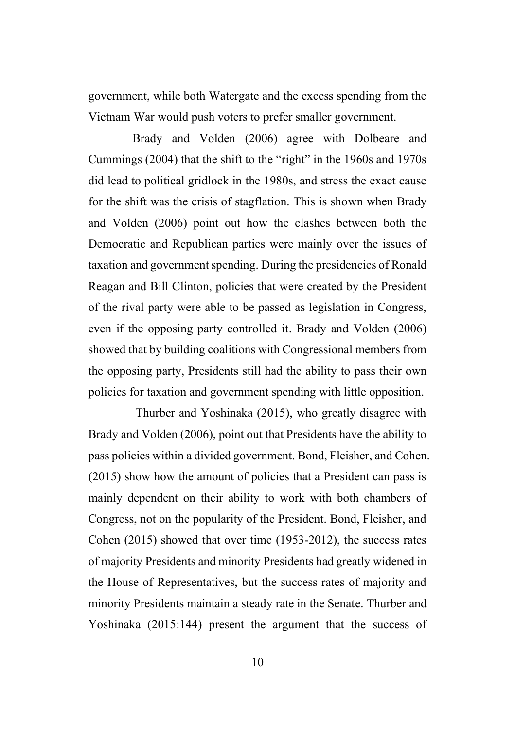government, while both Watergate and the excess spending from the Vietnam War would push voters to prefer smaller government.

Brady and Volden (2006) agree with Dolbeare and Cummings (2004) that the shift to the "right" in the 1960s and 1970s did lead to political gridlock in the 1980s, and stress the exact cause for the shift was the crisis of stagflation. This is shown when Brady and Volden (2006) point out how the clashes between both the Democratic and Republican parties were mainly over the issues of taxation and government spending. During the presidencies of Ronald Reagan and Bill Clinton, policies that were created by the President of the rival party were able to be passed as legislation in Congress, even if the opposing party controlled it. Brady and Volden (2006) showed that by building coalitions with Congressional members from the opposing party, Presidents still had the ability to pass their own policies for taxation and government spending with little opposition.

Thurber and Yoshinaka (2015), who greatly disagree with Brady and Volden (2006), point out that Presidents have the ability to pass policies within a divided government. Bond, Fleisher, and Cohen. (2015) show how the amount of policies that a President can pass is mainly dependent on their ability to work with both chambers of Congress, not on the popularity of the President. Bond, Fleisher, and Cohen (2015) showed that over time (1953-2012), the success rates of majority Presidents and minority Presidents had greatly widened in the House of Representatives, but the success rates of majority and minority Presidents maintain a steady rate in the Senate. Thurber and Yoshinaka (2015:144) present the argument that the success of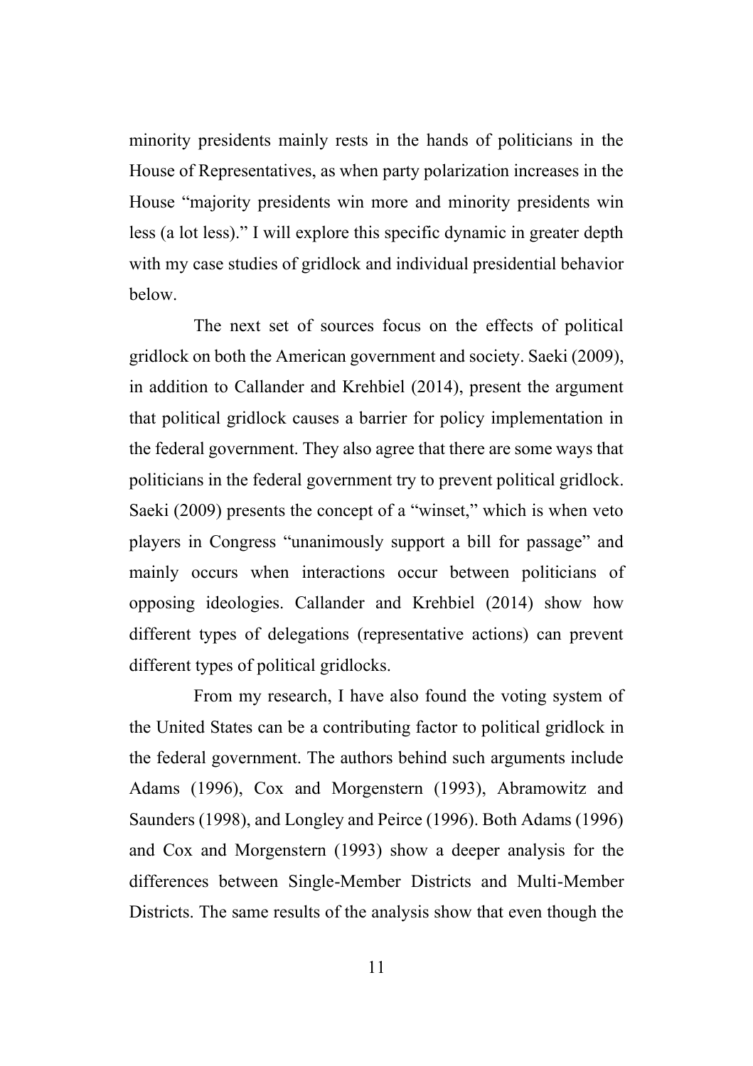minority presidents mainly rests in the hands of politicians in the House of Representatives, as when party polarization increases in the House "majority presidents win more and minority presidents win less (a lot less)." I will explore this specific dynamic in greater depth with my case studies of gridlock and individual presidential behavior below.

The next set of sources focus on the effects of political gridlock on both the American government and society. Saeki (2009), in addition to Callander and Krehbiel (2014), present the argument that political gridlock causes a barrier for policy implementation in the federal government. They also agree that there are some ways that politicians in the federal government try to prevent political gridlock. Saeki (2009) presents the concept of a "winset," which is when veto players in Congress "unanimously support a bill for passage" and mainly occurs when interactions occur between politicians of opposing ideologies. Callander and Krehbiel (2014) show how different types of delegations (representative actions) can prevent different types of political gridlocks.

From my research, I have also found the voting system of the United States can be a contributing factor to political gridlock in the federal government. The authors behind such arguments include Adams (1996), Cox and Morgenstern (1993), Abramowitz and Saunders (1998), and Longley and Peirce (1996). Both Adams (1996) and Cox and Morgenstern (1993) show a deeper analysis for the differences between Single-Member Districts and Multi-Member Districts. The same results of the analysis show that even though the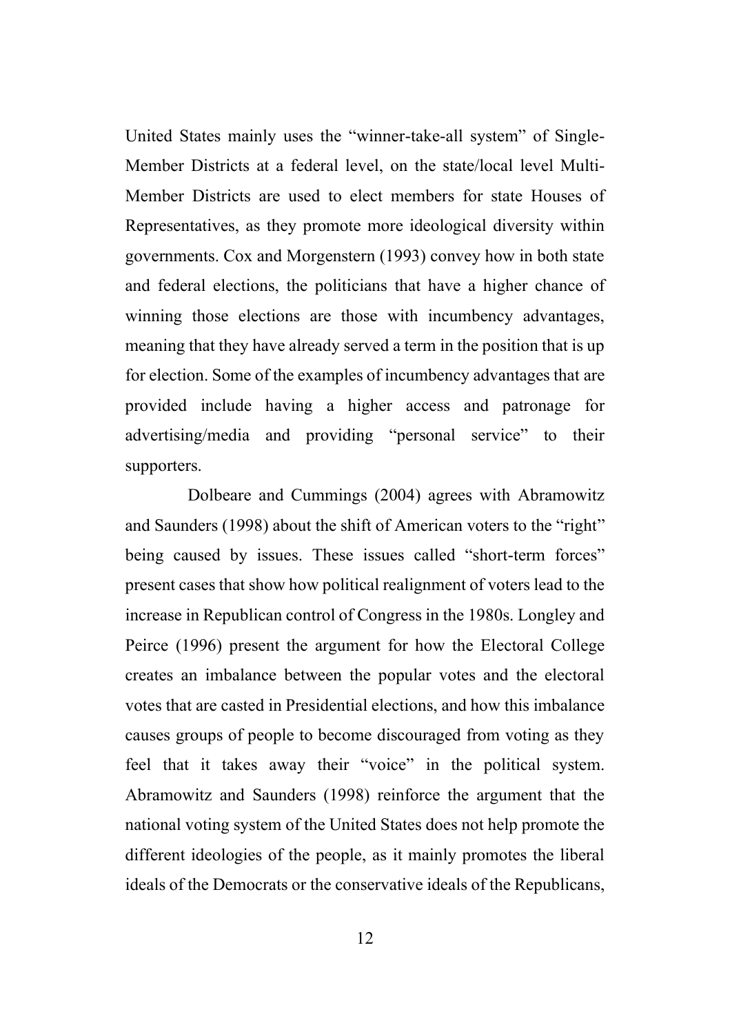United States mainly uses the "winner-take-all system" of Single-Member Districts at a federal level, on the state/local level Multi-Member Districts are used to elect members for state Houses of Representatives, as they promote more ideological diversity within governments. Cox and Morgenstern (1993) convey how in both state and federal elections, the politicians that have a higher chance of winning those elections are those with incumbency advantages, meaning that they have already served a term in the position that is up for election. Some of the examples of incumbency advantages that are provided include having a higher access and patronage for advertising/media and providing "personal service" to their supporters.

Dolbeare and Cummings (2004) agrees with Abramowitz and Saunders (1998) about the shift of American voters to the "right" being caused by issues. These issues called "short-term forces" present cases that show how political realignment of voters lead to the increase in Republican control of Congress in the 1980s. Longley and Peirce (1996) present the argument for how the Electoral College creates an imbalance between the popular votes and the electoral votes that are casted in Presidential elections, and how this imbalance causes groups of people to become discouraged from voting as they feel that it takes away their "voice" in the political system. Abramowitz and Saunders (1998) reinforce the argument that the national voting system of the United States does not help promote the different ideologies of the people, as it mainly promotes the liberal ideals of the Democrats or the conservative ideals of the Republicans,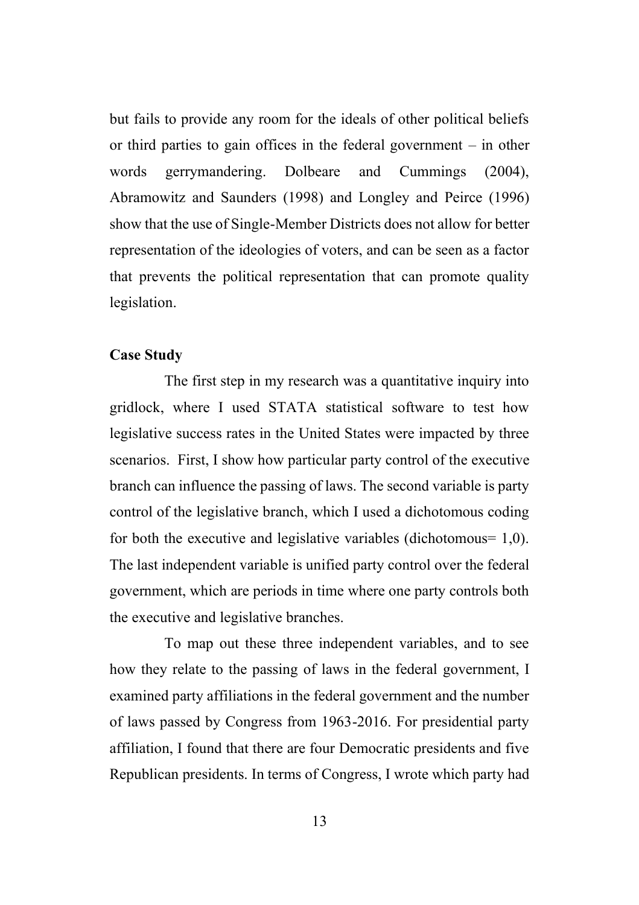but fails to provide any room for the ideals of other political beliefs or third parties to gain offices in the federal government – in other words gerrymandering. Dolbeare and Cummings (2004), Abramowitz and Saunders (1998) and Longley and Peirce (1996) show that the use of Single-Member Districts does not allow for better representation of the ideologies of voters, and can be seen as a factor that prevents the political representation that can promote quality legislation.

**Case Study**

The first step in my research was a quantitative inquiry into gridlock, where I used STATA statistical software to test how legislative success rates in the United States were impacted by three scenarios. First, I show how particular party control of the executive branch can influence the passing of laws. The second variable is party control of the legislative branch, which I used a dichotomous coding for both the executive and legislative variables (dichotomous= 1,0). The last independent variable is unified party control over the federal government, which are periods in time where one party controls both the executive and legislative branches.

To map out these three independent variables, and to see how they relate to the passing of laws in the federal government, I examined party affiliations in the federal government and the number of laws passed by Congress from 1963-2016. For presidential party affiliation, I found that there are four Democratic presidents and five Republican presidents. In terms of Congress, I wrote which party had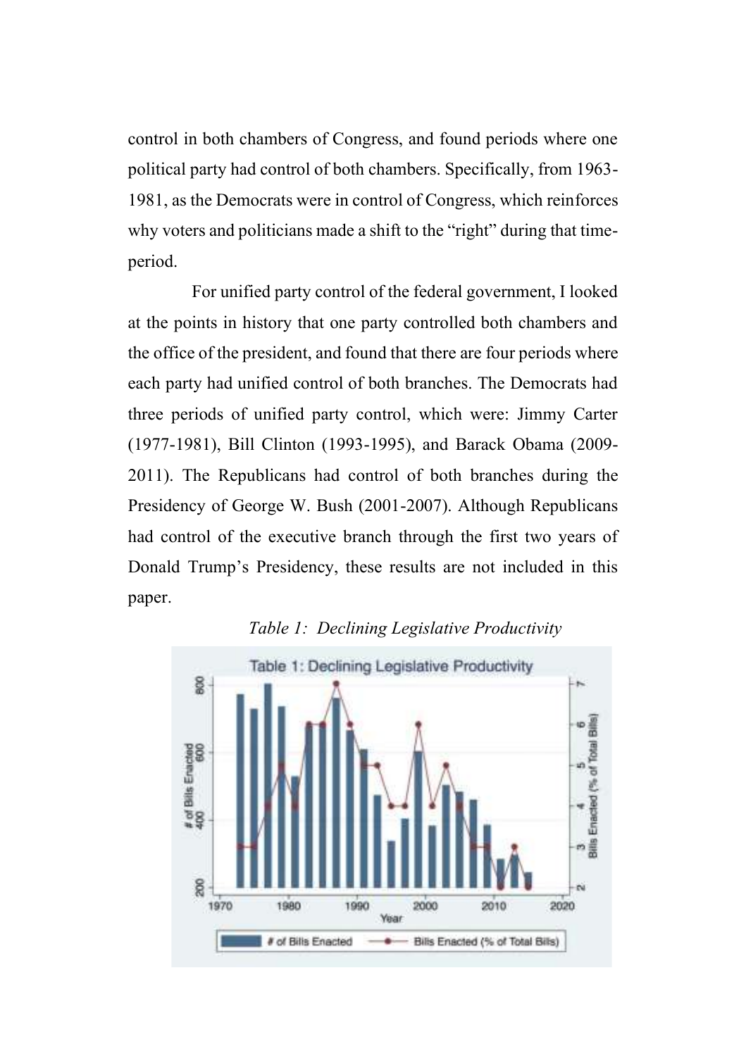control in both chambers of Congress, and found periods where one political party had control of both chambers. Specifically, from 1963-1981, as the Democrats were in control of Congress, which reinforces why voters and politicians made a shift to the "right" during that time-period.

For unified party control of the federal government, I looked at the points in history that one party controlled both chambers and the office of the president, and found that there are four periods where each party had unified control of both branches. The Democrats had three periods of unified party control, which were: Jimmy Carter (1977-1981), Bill Clinton (1993-1995), and Barack Obama (2009-2011). The Republicans had control of both branches during the Presidency of George W. Bush (2001-2007). Although Republicans had control of the executive branch through the first two years of Donald Trump's Presidency, these results are not included in this paper.

*Table 1: Declining Legislative Productivity*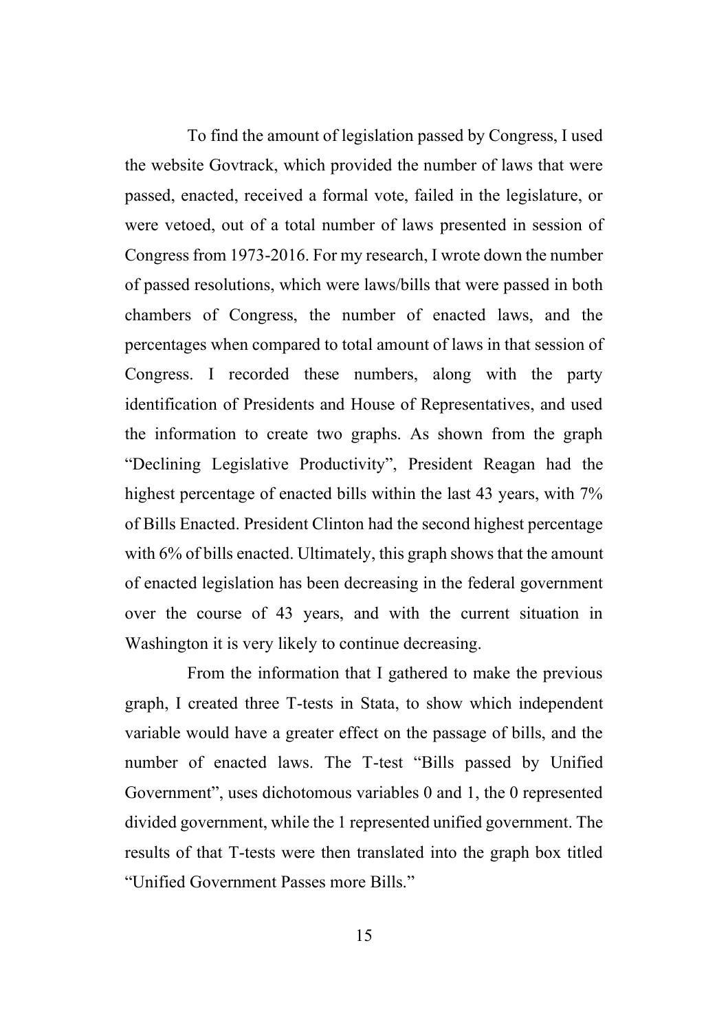To find the amount of legislation passed by Congress, I used the website Govtrack, which provided the number of laws that were passed, enacted, received a formal vote, failed in the legislature, or were vetoed, out of a total number of laws presented in session of Congress from 1973-2016. For my research, I wrote down the number of passed resolutions, which were laws/bills that were passed in both chambers of Congress, the number of enacted laws, and the percentages when compared to total amount of laws in that session of Congress. I recorded these numbers, along with the party identification of Presidents and House of Representatives, and used the information to create two graphs. As shown from the graph "Declining Legislative Productivity", President Reagan had the highest percentage of enacted bills within the last 43 years, with 7% of Bills Enacted. President Clinton had the second highest percentage with 6% of bills enacted. Ultimately, this graph shows that the amount of enacted legislation has been decreasing in the federal government over the course of 43 years, and with the current situation in Washington it is very likely to continue decreasing.

From the information that I gathered to make the previous graph, I created three T-tests in Stata, to show which independent variable would have a greater effect on the passage of bills, and the number of enacted laws. The T-test "Bills passed by Unified Government", uses dichotomous variables 0 and 1, the 0 represented divided government, while the 1 represented unified government. The results of that T-tests were then translated into the graph box titled "Unified Government Passes more Bills."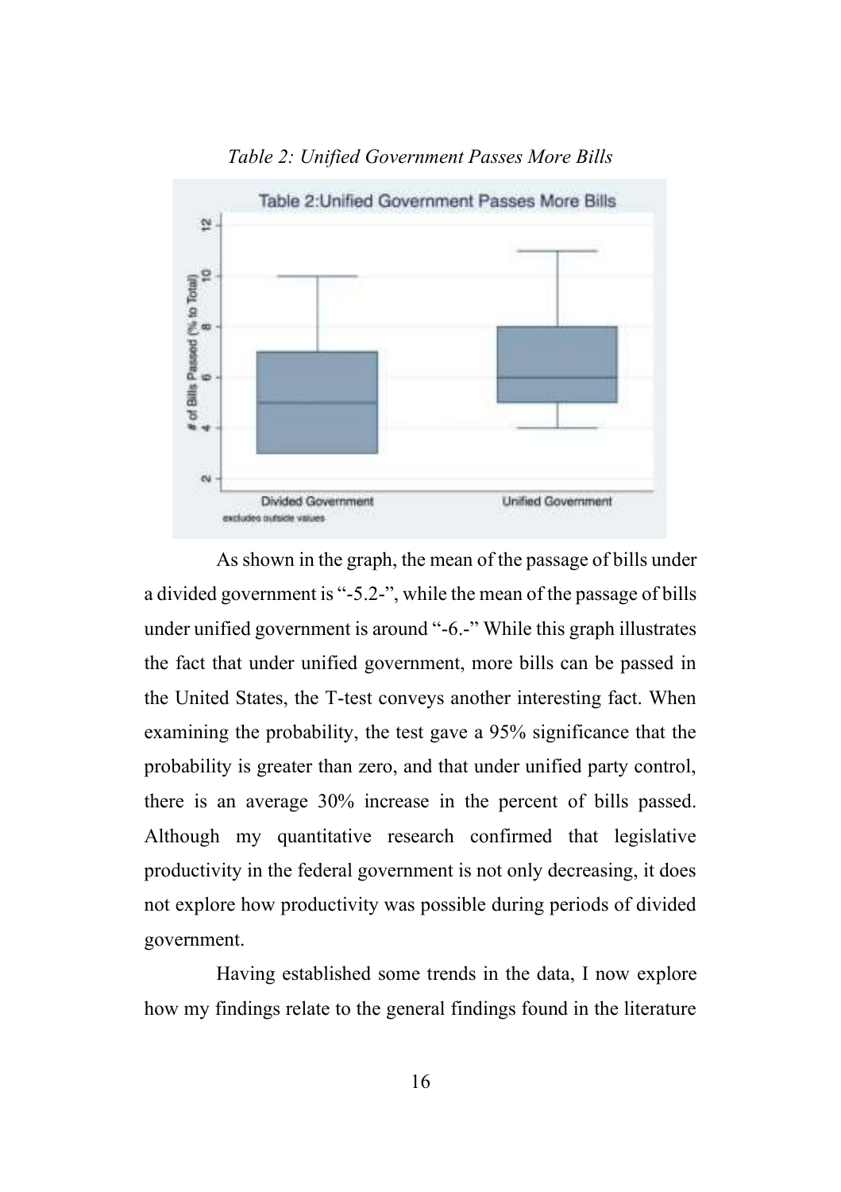*Table 2: Unified Government Passes More Bills*

As shown in the graph, the mean of the passage of bills under a divided government is "-5.2-", while the mean of the passage of bills under unified government is around "-6.-" While this graph illustrates the fact that under unified government, more bills can be passed in the United States, the T-test conveys another interesting fact. When examining the probability, the test gave a 95% significance that the probability is greater than zero, and that under unified party control, there is an average 30% increase in the percent of bills passed. Although my quantitative research confirmed that legislative productivity in the federal government is not only decreasing, it does not explore how productivity was possible during periods of divided government.

Having established some trends in the data, I now explore how my findings relate to the general findings found in the literature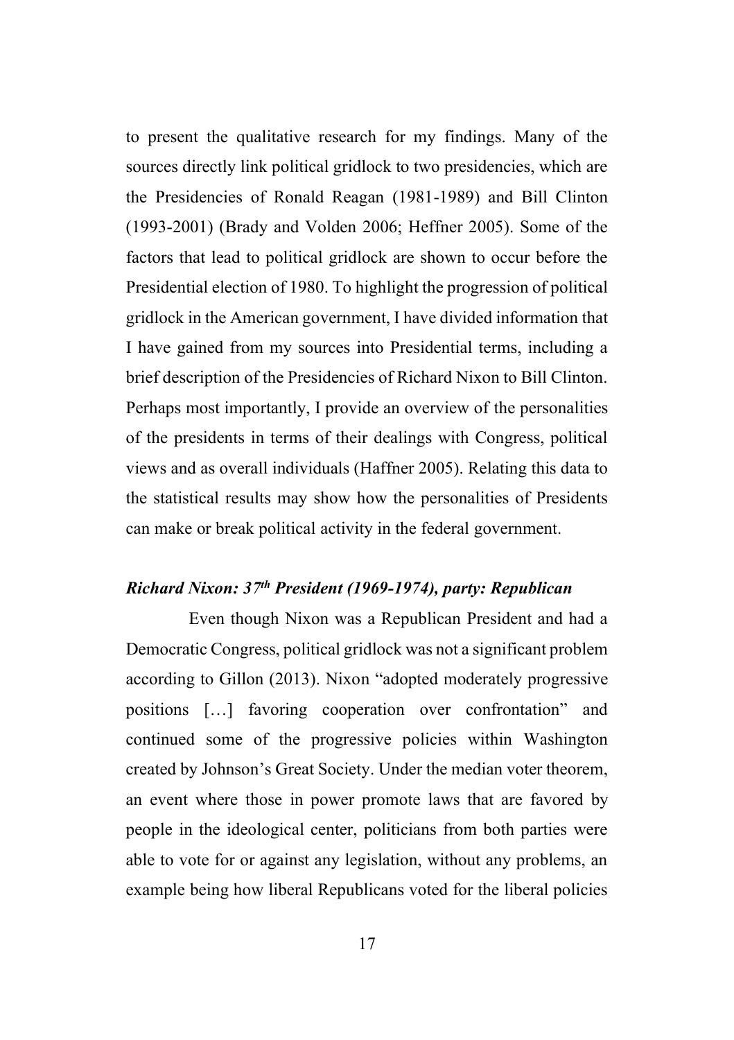to present the qualitative research for my findings. Many of the sources directly link political gridlock to two presidencies, which are the Presidencies of Ronald Reagan (1981-1989) and Bill Clinton (1993-2001) (Brady and Volden 2006; Heffner 2005). Some of the factors that lead to political gridlock are shown to occur before the Presidential election of 1980. To highlight the progression of political gridlock in the American government, I have divided information that I have gained from my sources into Presidential terms, including a brief description of the Presidencies of Richard Nixon to Bill Clinton. Perhaps most importantly, I provide an overview of the personalities of the presidents in terms of their dealings with Congress, political views and as overall individuals (Haffner 2005). Relating this data to the statistical results may show how the personalities of Presidents can make or break political activity in the federal government.

### *Richard Nixon: 37th President (1969-1974), party: Republican*

Even though Nixon was a Republican President and had a Democratic Congress, political gridlock was not a significant problem according to Gillon (2013). Nixon "adopted moderately progressive positions […] favoring cooperation over confrontation" and continued some of the progressive policies within Washington created by Johnson's Great Society. Under the median voter theorem, an event where those in power promote laws that are favored by people in the ideological center, politicians from both parties were able to vote for or against any legislation, without any problems, an example being how liberal Republicans voted for the liberal policies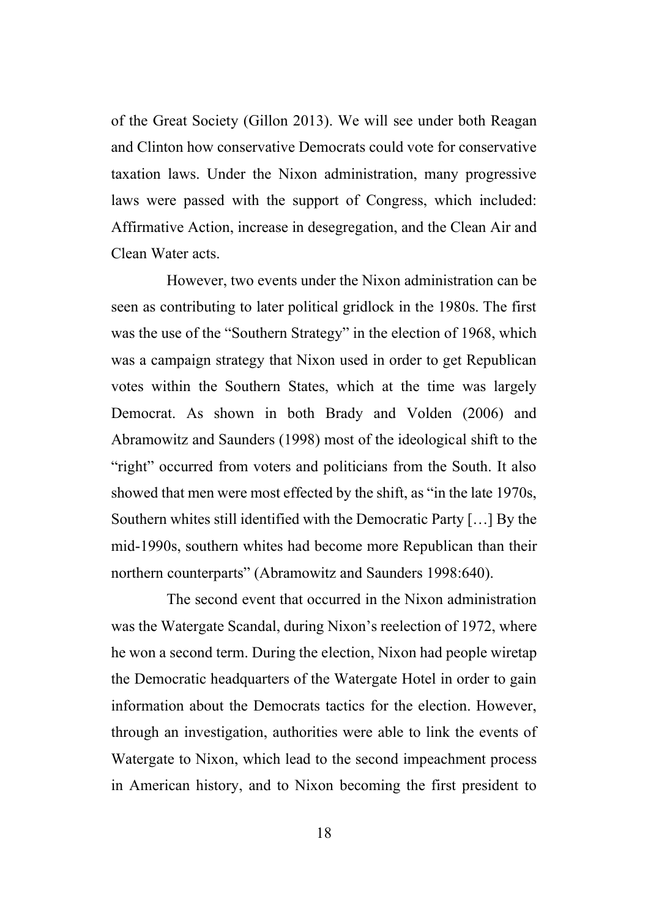of the Great Society (Gillon 2013). We will see under both Reagan and Clinton how conservative Democrats could vote for conservative taxation laws. Under the Nixon administration, many progressive laws were passed with the support of Congress, which included: Affirmative Action, increase in desegregation, and the Clean Air and Clean Water acts.

However, two events under the Nixon administration can be seen as contributing to later political gridlock in the 1980s. The first was the use of the "Southern Strategy" in the election of 1968, which was a campaign strategy that Nixon used in order to get Republican votes within the Southern States, which at the time was largely Democrat. As shown in both Brady and Volden (2006) and Abramowitz and Saunders (1998) most of the ideological shift to the "right" occurred from voters and politicians from the South. It also showed that men were most effected by the shift, as "in the late 1970s, Southern whites still identified with the Democratic Party […] By the mid-1990s, southern whites had become more Republican than their northern counterparts" (Abramowitz and Saunders 1998:640).

The second event that occurred in the Nixon administration was the Watergate Scandal, during Nixon's reelection of 1972, where he won a second term. During the election, Nixon had people wiretap the Democratic headquarters of the Watergate Hotel in order to gain information about the Democrats tactics for the election. However, through an investigation, authorities were able to link the events of Watergate to Nixon, which lead to the second impeachment process in American history, and to Nixon becoming the first president to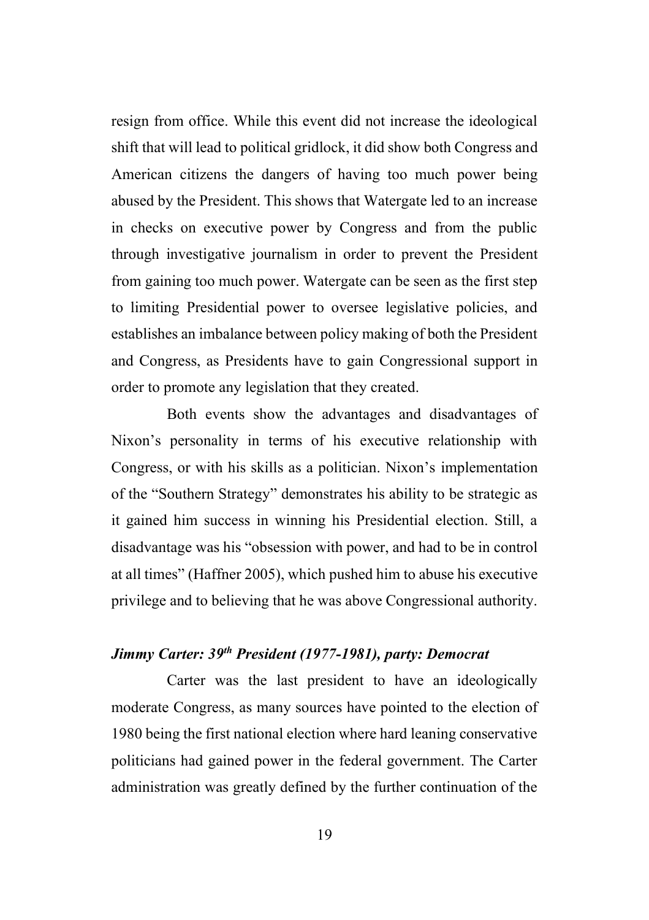resign from office. While this event did not increase the ideological shift that will lead to political gridlock, it did show both Congress and American citizens the dangers of having too much power being abused by the President. This shows that Watergate led to an increase in checks on executive power by Congress and from the public through investigative journalism in order to prevent the President from gaining too much power. Watergate can be seen as the first step to limiting Presidential power to oversee legislative policies, and establishes an imbalance between policy making of both the President and Congress, as Presidents have to gain Congressional support in order to promote any legislation that they created.

Both events show the advantages and disadvantages of Nixon's personality in terms of his executive relationship with Congress, or with his skills as a politician. Nixon's implementation of the "Southern Strategy" demonstrates his ability to be strategic as it gained him success in winning his Presidential election. Still, a disadvantage was his "obsession with power, and had to be in control at all times" (Haffner 2005), which pushed him to abuse his executive privilege and to believing that he was above Congressional authority.

### *Jimmy Carter: 39th President (1977-1981), party: Democrat*

Carter was the last president to have an ideologically moderate Congress, as many sources have pointed to the election of 1980 being the first national election where hard leaning conservative politicians had gained power in the federal government. The Carter administration was greatly defined by the further continuation of the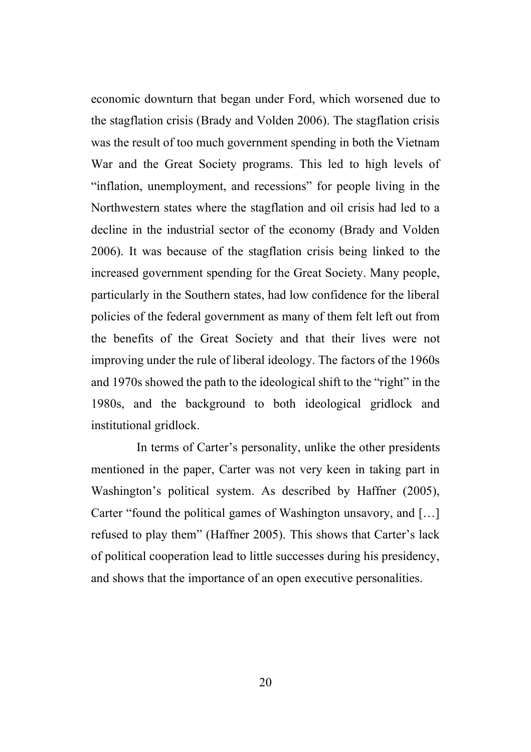economic downturn that began under Ford, which worsened due to the stagflation crisis (Brady and Volden 2006). The stagflation crisis was the result of too much government spending in both the Vietnam War and the Great Society programs. This led to high levels of "inflation, unemployment, and recessions" for people living in the Northwestern states where the stagflation and oil crisis had led to a decline in the industrial sector of the economy (Brady and Volden 2006). It was because of the stagflation crisis being linked to the increased government spending for the Great Society. Many people, particularly in the Southern states, had low confidence for the liberal policies of the federal government as many of them felt left out from the benefits of the Great Society and that their lives were not improving under the rule of liberal ideology. The factors of the 1960s and 1970s showed the path to the ideological shift to the "right" in the 1980s, and the background to both ideological gridlock and institutional gridlock.

In terms of Carter's personality, unlike the other presidents mentioned in the paper, Carter was not very keen in taking part in Washington's political system. As described by Haffner (2005), Carter "found the political games of Washington unsavory, and […] refused to play them" (Haffner 2005). This shows that Carter's lack of political cooperation lead to little successes during his presidency, and shows that the importance of an open executive personalities.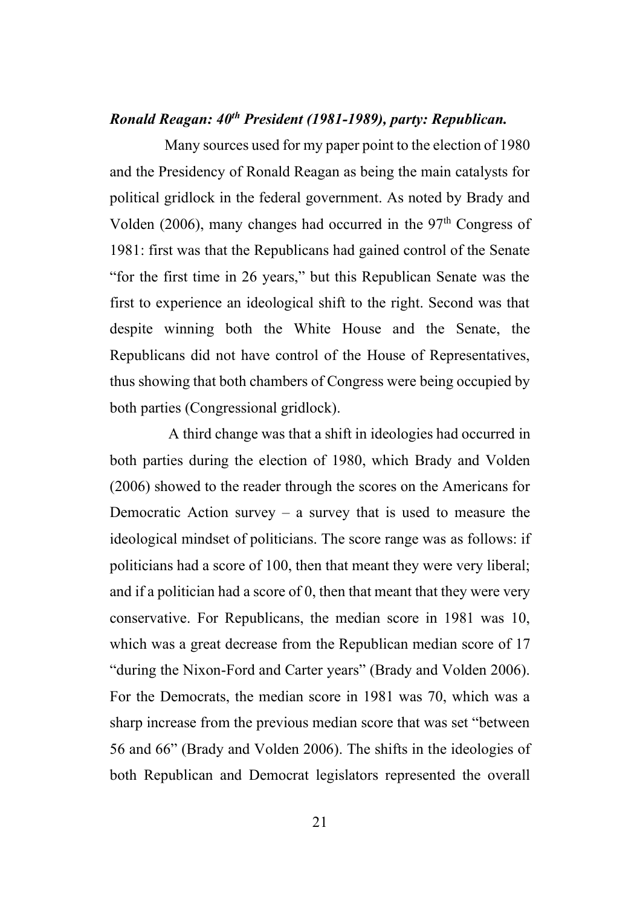***Ronald Reagan: 40th President (1981-1989), party: Republican.***

Many sources used for my paper point to the election of 1980 and the Presidency of Ronald Reagan as being the main catalysts for political gridlock in the federal government. As noted by Brady and Volden (2006), many changes had occurred in the 97th Congress of 1981: first was that the Republicans had gained control of the Senate "for the first time in 26 years," but this Republican Senate was the first to experience an ideological shift to the right. Second was that despite winning both the White House and the Senate, the Republicans did not have control of the House of Representatives, thus showing that both chambers of Congress were being occupied by both parties (Congressional gridlock).

A third change was that a shift in ideologies had occurred in both parties during the election of 1980, which Brady and Volden (2006) showed to the reader through the scores on the Americans for Democratic Action survey – a survey that is used to measure the ideological mindset of politicians. The score range was as follows: if politicians had a score of 100, then that meant they were very liberal; and if a politician had a score of 0, then that meant that they were very conservative. For Republicans, the median score in 1981 was 10, which was a great decrease from the Republican median score of 17 "during the Nixon-Ford and Carter years" (Brady and Volden 2006). For the Democrats, the median score in 1981 was 70, which was a sharp increase from the previous median score that was set "between 56 and 66" (Brady and Volden 2006). The shifts in the ideologies of both Republican and Democrat legislators represented the overall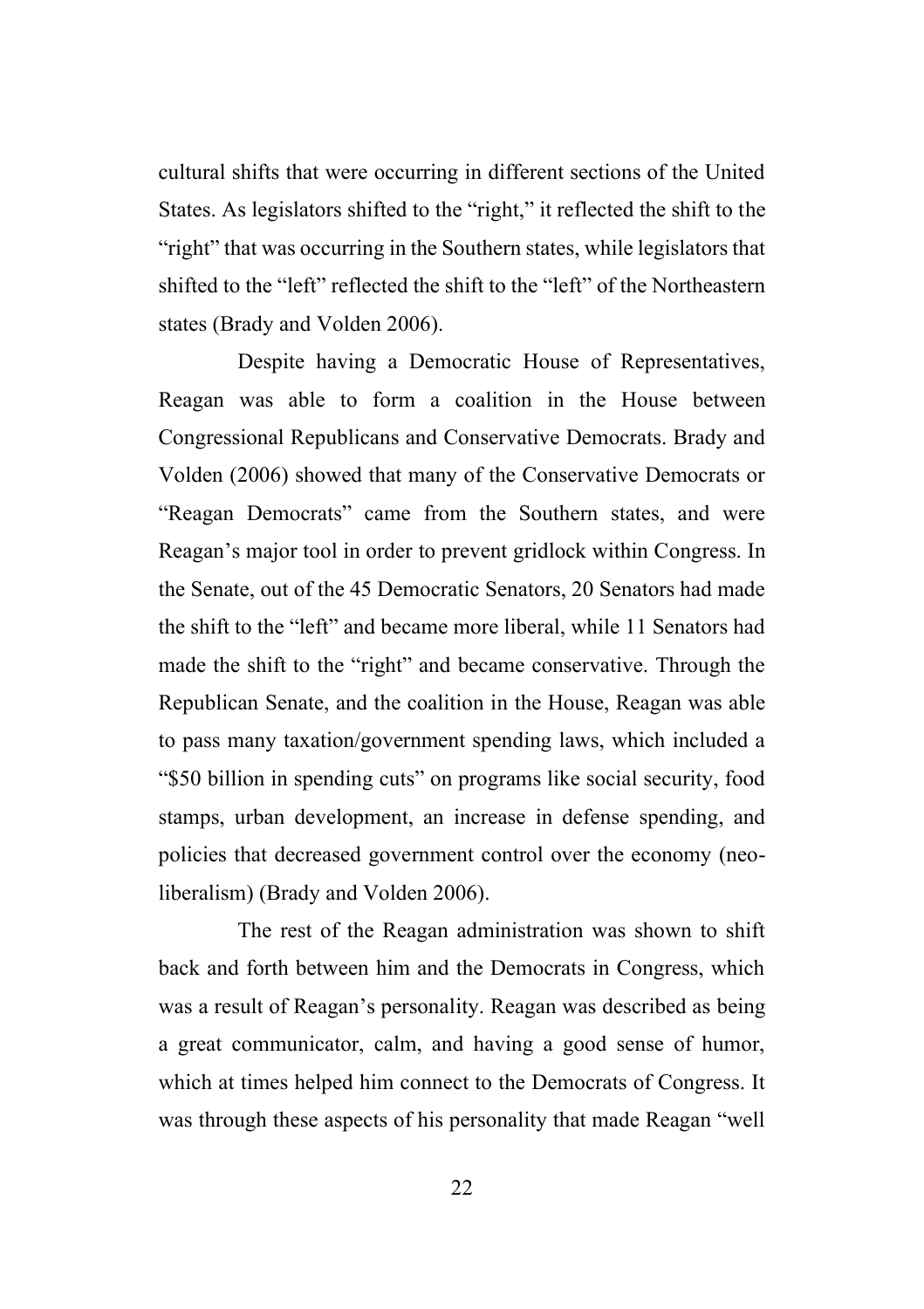cultural shifts that were occurring in different sections of the United States. As legislators shifted to the "right," it reflected the shift to the "right" that was occurring in the Southern states, while legislators that shifted to the "left" reflected the shift to the "left" of the Northeastern states (Brady and Volden 2006).

Despite having a Democratic House of Representatives, Reagan was able to form a coalition in the House between Congressional Republicans and Conservative Democrats. Brady and Volden (2006) showed that many of the Conservative Democrats or "Reagan Democrats" came from the Southern states, and were Reagan's major tool in order to prevent gridlock within Congress. In the Senate, out of the 45 Democratic Senators, 20 Senators had made the shift to the "left" and became more liberal, while 11 Senators had made the shift to the "right" and became conservative. Through the Republican Senate, and the coalition in the House, Reagan was able to pass many taxation/government spending laws, which included a "$50 billion in spending cuts" on programs like social security, food stamps, urban development, an increase in defense spending, and policies that decreased government control over the economy (neo-liberalism) (Brady and Volden 2006).

The rest of the Reagan administration was shown to shift back and forth between him and the Democrats in Congress, which was a result of Reagan's personality. Reagan was described as being a great communicator, calm, and having a good sense of humor, which at times helped him connect to the Democrats of Congress. It was through these aspects of his personality that made Reagan "well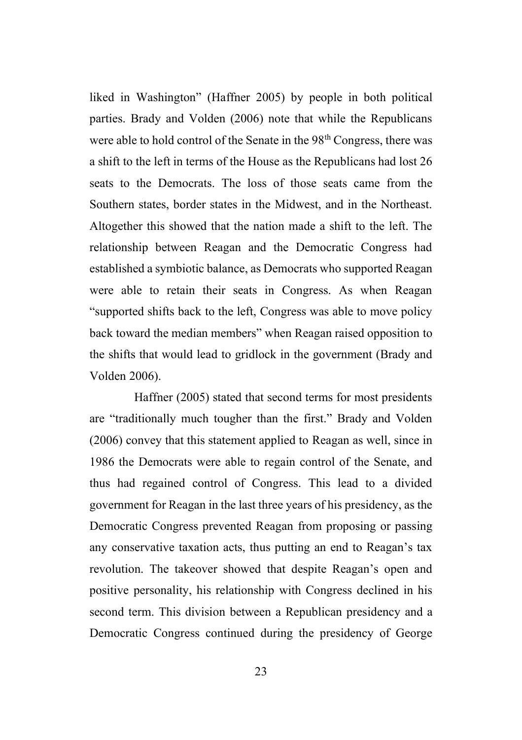liked in Washington" (Haffner 2005) by people in both political parties. Brady and Volden (2006) note that while the Republicans were able to hold control of the Senate in the 98th Congress, there was a shift to the left in terms of the House as the Republicans had lost 26 seats to the Democrats. The loss of those seats came from the Southern states, border states in the Midwest, and in the Northeast. Altogether this showed that the nation made a shift to the left. The relationship between Reagan and the Democratic Congress had established a symbiotic balance, as Democrats who supported Reagan were able to retain their seats in Congress. As when Reagan "supported shifts back to the left, Congress was able to move policy back toward the median members" when Reagan raised opposition to the shifts that would lead to gridlock in the government (Brady and Volden 2006).

Haffner (2005) stated that second terms for most presidents are "traditionally much tougher than the first." Brady and Volden (2006) convey that this statement applied to Reagan as well, since in 1986 the Democrats were able to regain control of the Senate, and thus had regained control of Congress. This lead to a divided government for Reagan in the last three years of his presidency, as the Democratic Congress prevented Reagan from proposing or passing any conservative taxation acts, thus putting an end to Reagan's tax revolution. The takeover showed that despite Reagan's open and positive personality, his relationship with Congress declined in his second term. This division between a Republican presidency and a Democratic Congress continued during the presidency of George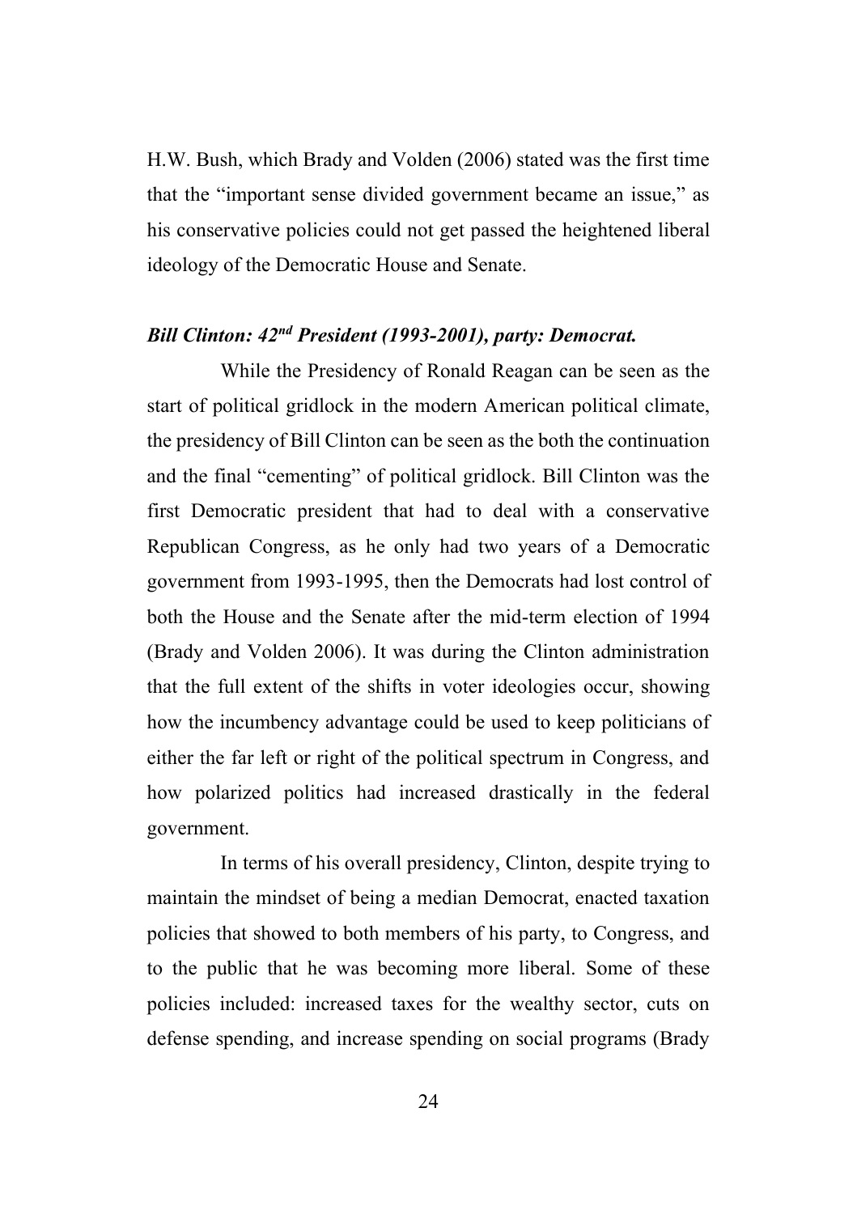H.W. Bush, which Brady and Volden (2006) stated was the first time that the "important sense divided government became an issue," as his conservative policies could not get passed the heightened liberal ideology of the Democratic House and Senate.

### *Bill Clinton: 42nd President (1993-2001), party: Democrat.*

While the Presidency of Ronald Reagan can be seen as the start of political gridlock in the modern American political climate, the presidency of Bill Clinton can be seen as the both the continuation and the final "cementing" of political gridlock. Bill Clinton was the first Democratic president that had to deal with a conservative Republican Congress, as he only had two years of a Democratic government from 1993-1995, then the Democrats had lost control of both the House and the Senate after the mid-term election of 1994 (Brady and Volden 2006). It was during the Clinton administration that the full extent of the shifts in voter ideologies occur, showing how the incumbency advantage could be used to keep politicians of either the far left or right of the political spectrum in Congress, and how polarized politics had increased drastically in the federal government.

In terms of his overall presidency, Clinton, despite trying to maintain the mindset of being a median Democrat, enacted taxation policies that showed to both members of his party, to Congress, and to the public that he was becoming more liberal. Some of these policies included: increased taxes for the wealthy sector, cuts on defense spending, and increase spending on social programs (Brady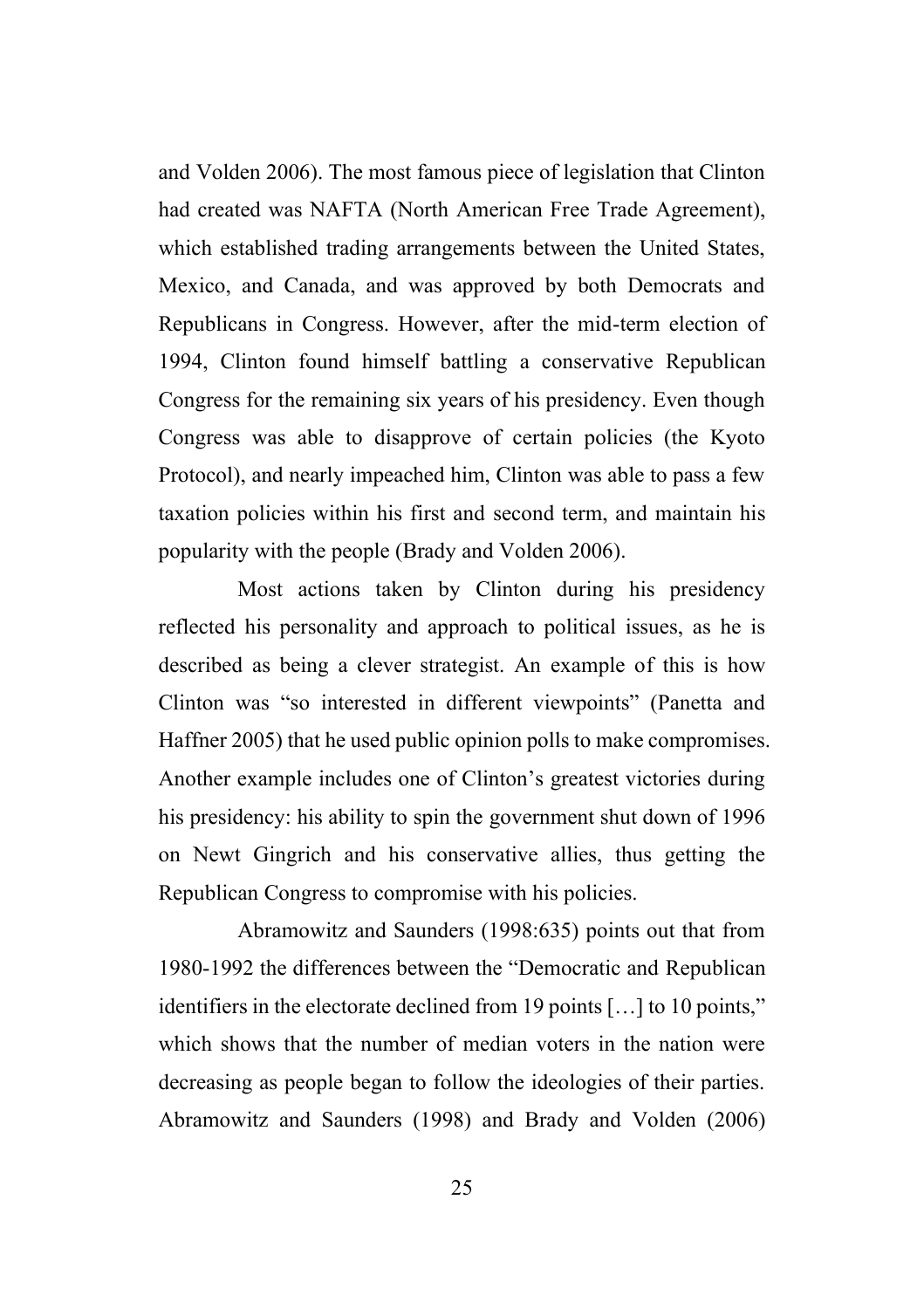and Volden 2006). The most famous piece of legislation that Clinton had created was NAFTA (North American Free Trade Agreement), which established trading arrangements between the United States, Mexico, and Canada, and was approved by both Democrats and Republicans in Congress. However, after the mid-term election of 1994, Clinton found himself battling a conservative Republican Congress for the remaining six years of his presidency. Even though Congress was able to disapprove of certain policies (the Kyoto Protocol), and nearly impeached him, Clinton was able to pass a few taxation policies within his first and second term, and maintain his popularity with the people (Brady and Volden 2006).

Most actions taken by Clinton during his presidency reflected his personality and approach to political issues, as he is described as being a clever strategist. An example of this is how Clinton was "so interested in different viewpoints" (Panetta and Haffner 2005) that he used public opinion polls to make compromises. Another example includes one of Clinton's greatest victories during his presidency: his ability to spin the government shut down of 1996 on Newt Gingrich and his conservative allies, thus getting the Republican Congress to compromise with his policies.

Abramowitz and Saunders (1998:635) points out that from 1980-1992 the differences between the "Democratic and Republican identifiers in the electorate declined from 19 points […] to 10 points," which shows that the number of median voters in the nation were decreasing as people began to follow the ideologies of their parties. Abramowitz and Saunders (1998) and Brady and Volden (2006)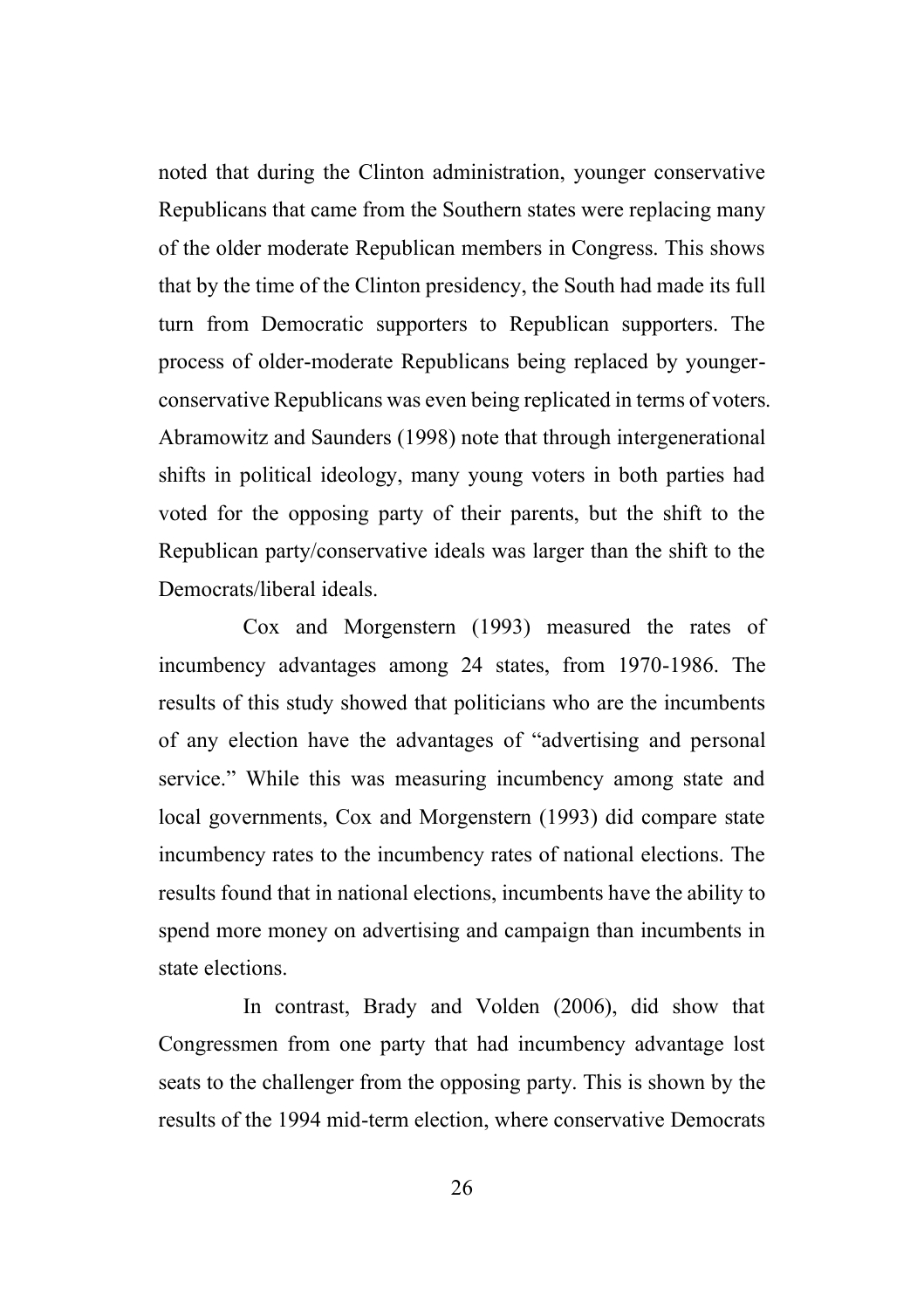noted that during the Clinton administration, younger conservative Republicans that came from the Southern states were replacing many of the older moderate Republican members in Congress. This shows that by the time of the Clinton presidency, the South had made its full turn from Democratic supporters to Republican supporters. The process of older-moderate Republicans being replaced by younger-conservative Republicans was even being replicated in terms of voters. Abramowitz and Saunders (1998) note that through intergenerational shifts in political ideology, many young voters in both parties had voted for the opposing party of their parents, but the shift to the Republican party/conservative ideals was larger than the shift to the Democrats/liberal ideals.

Cox and Morgenstern (1993) measured the rates of incumbency advantages among 24 states, from 1970-1986. The results of this study showed that politicians who are the incumbents of any election have the advantages of "advertising and personal service." While this was measuring incumbency among state and local governments, Cox and Morgenstern (1993) did compare state incumbency rates to the incumbency rates of national elections. The results found that in national elections, incumbents have the ability to spend more money on advertising and campaign than incumbents in state elections.

In contrast, Brady and Volden (2006), did show that Congressmen from one party that had incumbency advantage lost seats to the challenger from the opposing party. This is shown by the results of the 1994 mid-term election, where conservative Democrats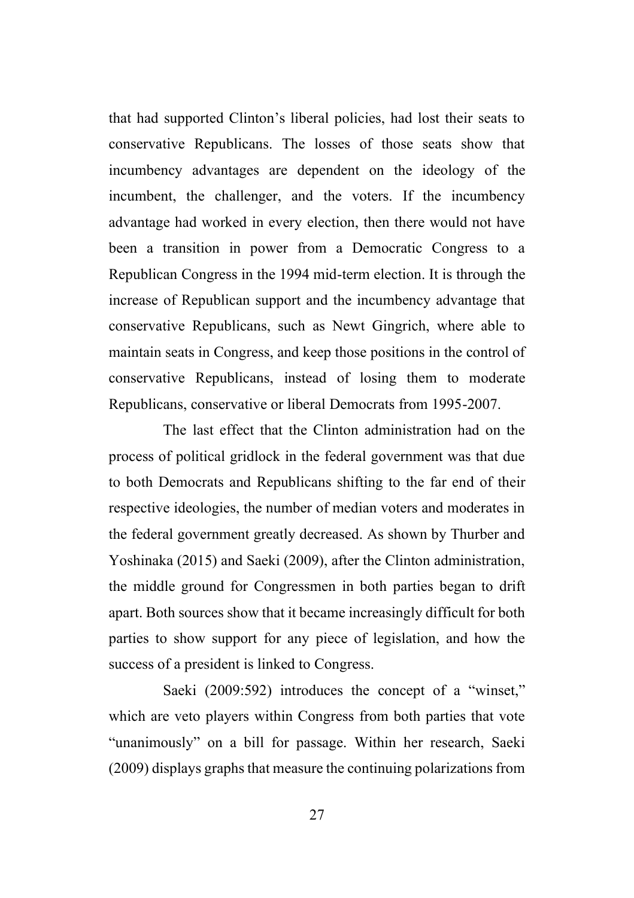that had supported Clinton's liberal policies, had lost their seats to conservative Republicans. The losses of those seats show that incumbency advantages are dependent on the ideology of the incumbent, the challenger, and the voters. If the incumbency advantage had worked in every election, then there would not have been a transition in power from a Democratic Congress to a Republican Congress in the 1994 mid-term election. It is through the increase of Republican support and the incumbency advantage that conservative Republicans, such as Newt Gingrich, where able to maintain seats in Congress, and keep those positions in the control of conservative Republicans, instead of losing them to moderate Republicans, conservative or liberal Democrats from 1995-2007.

The last effect that the Clinton administration had on the process of political gridlock in the federal government was that due to both Democrats and Republicans shifting to the far end of their respective ideologies, the number of median voters and moderates in the federal government greatly decreased. As shown by Thurber and Yoshinaka (2015) and Saeki (2009), after the Clinton administration, the middle ground for Congressmen in both parties began to drift apart. Both sources show that it became increasingly difficult for both parties to show support for any piece of legislation, and how the success of a president is linked to Congress.

Saeki (2009:592) introduces the concept of a "winset," which are veto players within Congress from both parties that vote "unanimously" on a bill for passage. Within her research, Saeki (2009) displays graphs that measure the continuing polarizations from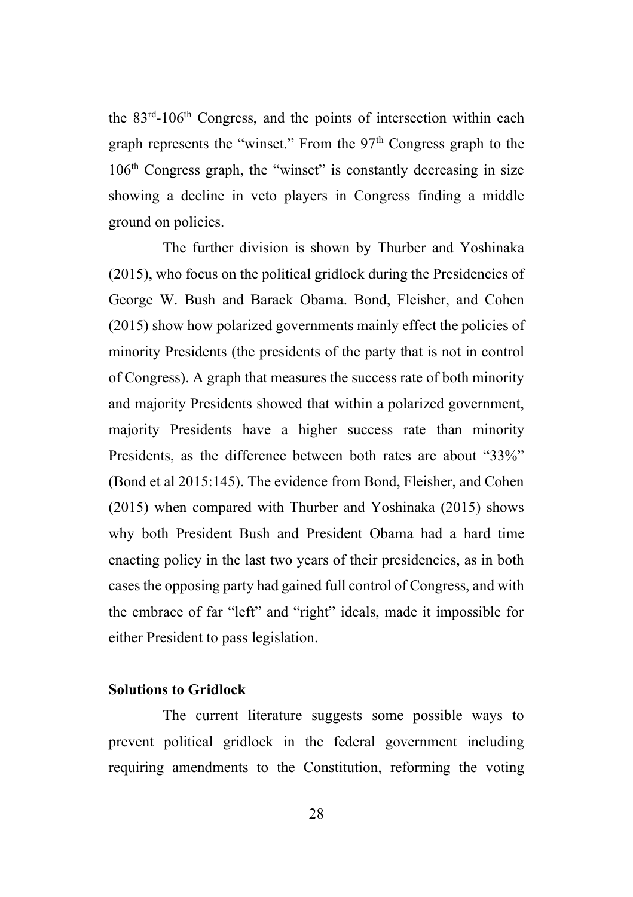the 83rd-106th Congress, and the points of intersection within each graph represents the "winset." From the 97th Congress graph to the 106th Congress graph, the "winset" is constantly decreasing in size showing a decline in veto players in Congress finding a middle ground on policies.

The further division is shown by Thurber and Yoshinaka (2015), who focus on the political gridlock during the Presidencies of George W. Bush and Barack Obama. Bond, Fleisher, and Cohen (2015) show how polarized governments mainly effect the policies of minority Presidents (the presidents of the party that is not in control of Congress). A graph that measures the success rate of both minority and majority Presidents showed that within a polarized government, majority Presidents have a higher success rate than minority Presidents, as the difference between both rates are about "33%" (Bond et al 2015:145). The evidence from Bond, Fleisher, and Cohen (2015) when compared with Thurber and Yoshinaka (2015) shows why both President Bush and President Obama had a hard time enacting policy in the last two years of their presidencies, as in both cases the opposing party had gained full control of Congress, and with the embrace of far "left" and "right" ideals, made it impossible for either President to pass legislation.

**Solutions to Gridlock**

The current literature suggests some possible ways to prevent political gridlock in the federal government including requiring amendments to the Constitution, reforming the voting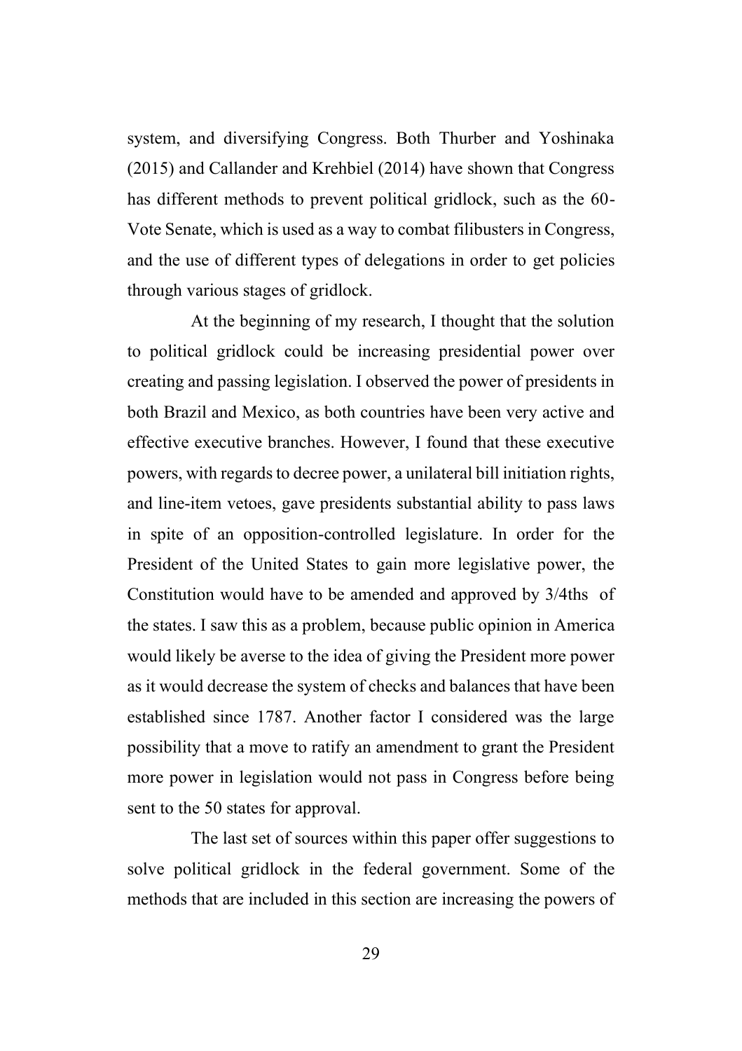system, and diversifying Congress. Both Thurber and Yoshinaka (2015) and Callander and Krehbiel (2014) have shown that Congress has different methods to prevent political gridlock, such as the 60-Vote Senate, which is used as a way to combat filibusters in Congress, and the use of different types of delegations in order to get policies through various stages of gridlock.

At the beginning of my research, I thought that the solution to political gridlock could be increasing presidential power over creating and passing legislation. I observed the power of presidents in both Brazil and Mexico, as both countries have been very active and effective executive branches. However, I found that these executive powers, with regards to decree power, a unilateral bill initiation rights, and line-item vetoes, gave presidents substantial ability to pass laws in spite of an opposition-controlled legislature. In order for the President of the United States to gain more legislative power, the Constitution would have to be amended and approved by 3/4ths of the states. I saw this as a problem, because public opinion in America would likely be averse to the idea of giving the President more power as it would decrease the system of checks and balances that have been established since 1787. Another factor I considered was the large possibility that a move to ratify an amendment to grant the President more power in legislation would not pass in Congress before being sent to the 50 states for approval.

The last set of sources within this paper offer suggestions to solve political gridlock in the federal government. Some of the methods that are included in this section are increasing the powers of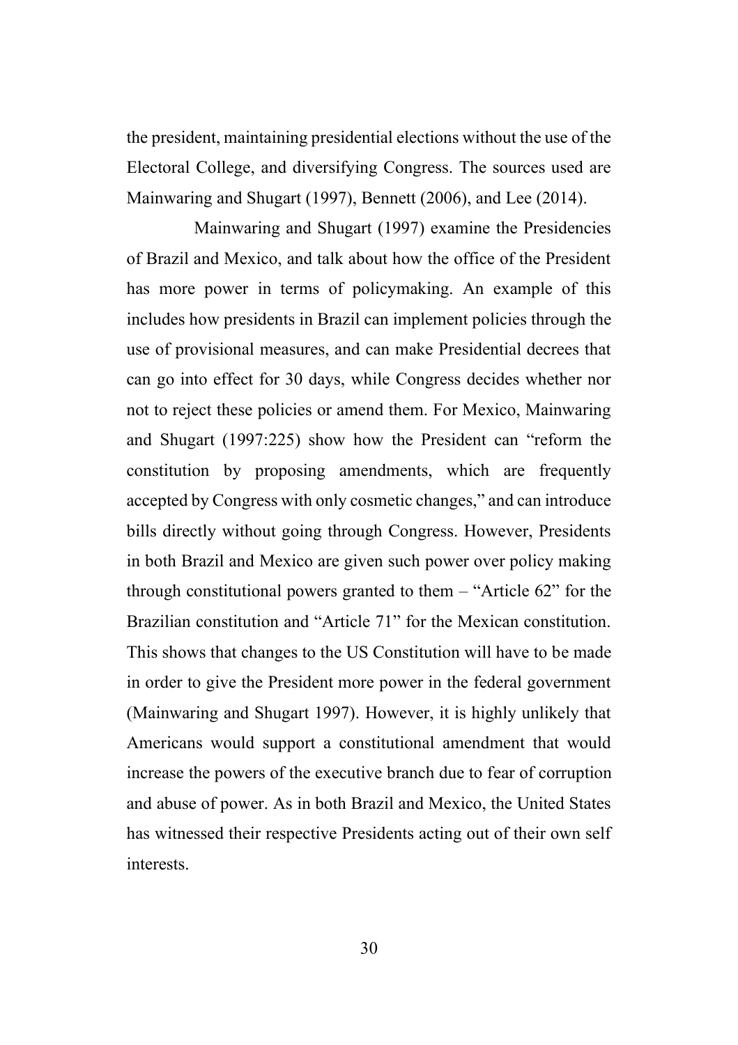the president, maintaining presidential elections without the use of the Electoral College, and diversifying Congress. The sources used are Mainwaring and Shugart (1997), Bennett (2006), and Lee (2014).

Mainwaring and Shugart (1997) examine the Presidencies of Brazil and Mexico, and talk about how the office of the President has more power in terms of policymaking. An example of this includes how presidents in Brazil can implement policies through the use of provisional measures, and can make Presidential decrees that can go into effect for 30 days, while Congress decides whether nor not to reject these policies or amend them. For Mexico, Mainwaring and Shugart (1997:225) show how the President can "reform the constitution by proposing amendments, which are frequently accepted by Congress with only cosmetic changes," and can introduce bills directly without going through Congress. However, Presidents in both Brazil and Mexico are given such power over policy making through constitutional powers granted to them – "Article 62" for the Brazilian constitution and "Article 71" for the Mexican constitution. This shows that changes to the US Constitution will have to be made in order to give the President more power in the federal government (Mainwaring and Shugart 1997). However, it is highly unlikely that Americans would support a constitutional amendment that would increase the powers of the executive branch due to fear of corruption and abuse of power. As in both Brazil and Mexico, the United States has witnessed their respective Presidents acting out of their own self interests.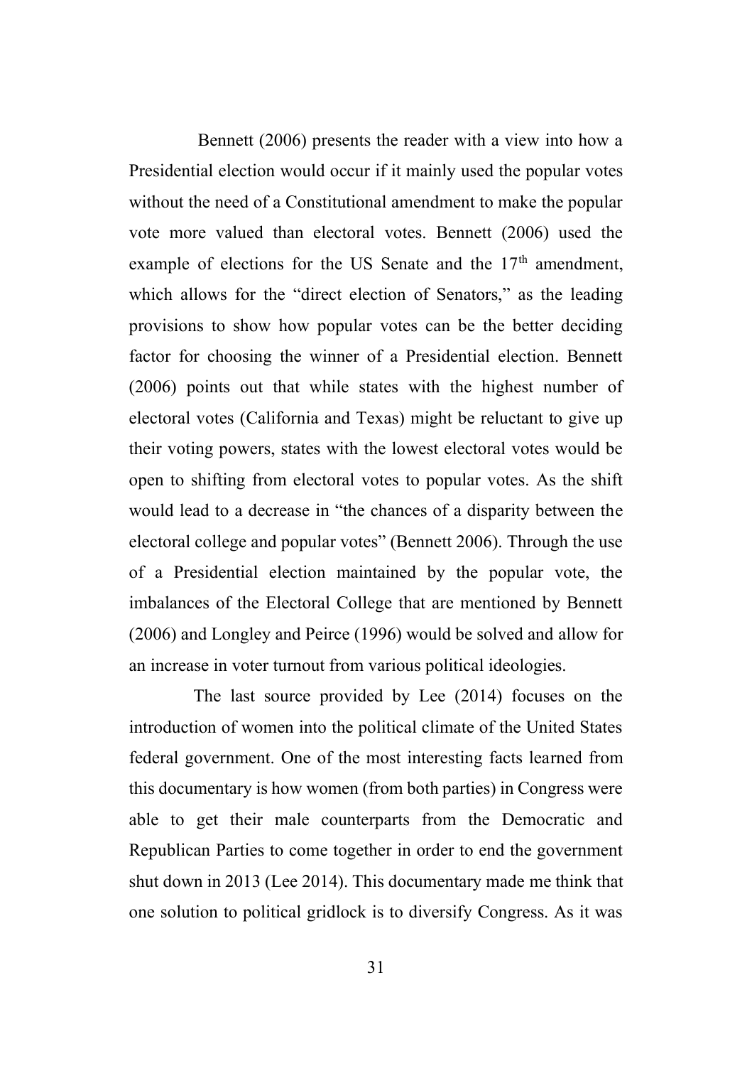Bennett (2006) presents the reader with a view into how a Presidential election would occur if it mainly used the popular votes without the need of a Constitutional amendment to make the popular vote more valued than electoral votes. Bennett (2006) used the example of elections for the US Senate and the 17th amendment, which allows for the "direct election of Senators," as the leading provisions to show how popular votes can be the better deciding factor for choosing the winner of a Presidential election. Bennett (2006) points out that while states with the highest number of electoral votes (California and Texas) might be reluctant to give up their voting powers, states with the lowest electoral votes would be open to shifting from electoral votes to popular votes. As the shift would lead to a decrease in "the chances of a disparity between the electoral college and popular votes" (Bennett 2006). Through the use of a Presidential election maintained by the popular vote, the imbalances of the Electoral College that are mentioned by Bennett (2006) and Longley and Peirce (1996) would be solved and allow for an increase in voter turnout from various political ideologies.

The last source provided by Lee (2014) focuses on the introduction of women into the political climate of the United States federal government. One of the most interesting facts learned from this documentary is how women (from both parties) in Congress were able to get their male counterparts from the Democratic and Republican Parties to come together in order to end the government shut down in 2013 (Lee 2014). This documentary made me think that one solution to political gridlock is to diversify Congress. As it was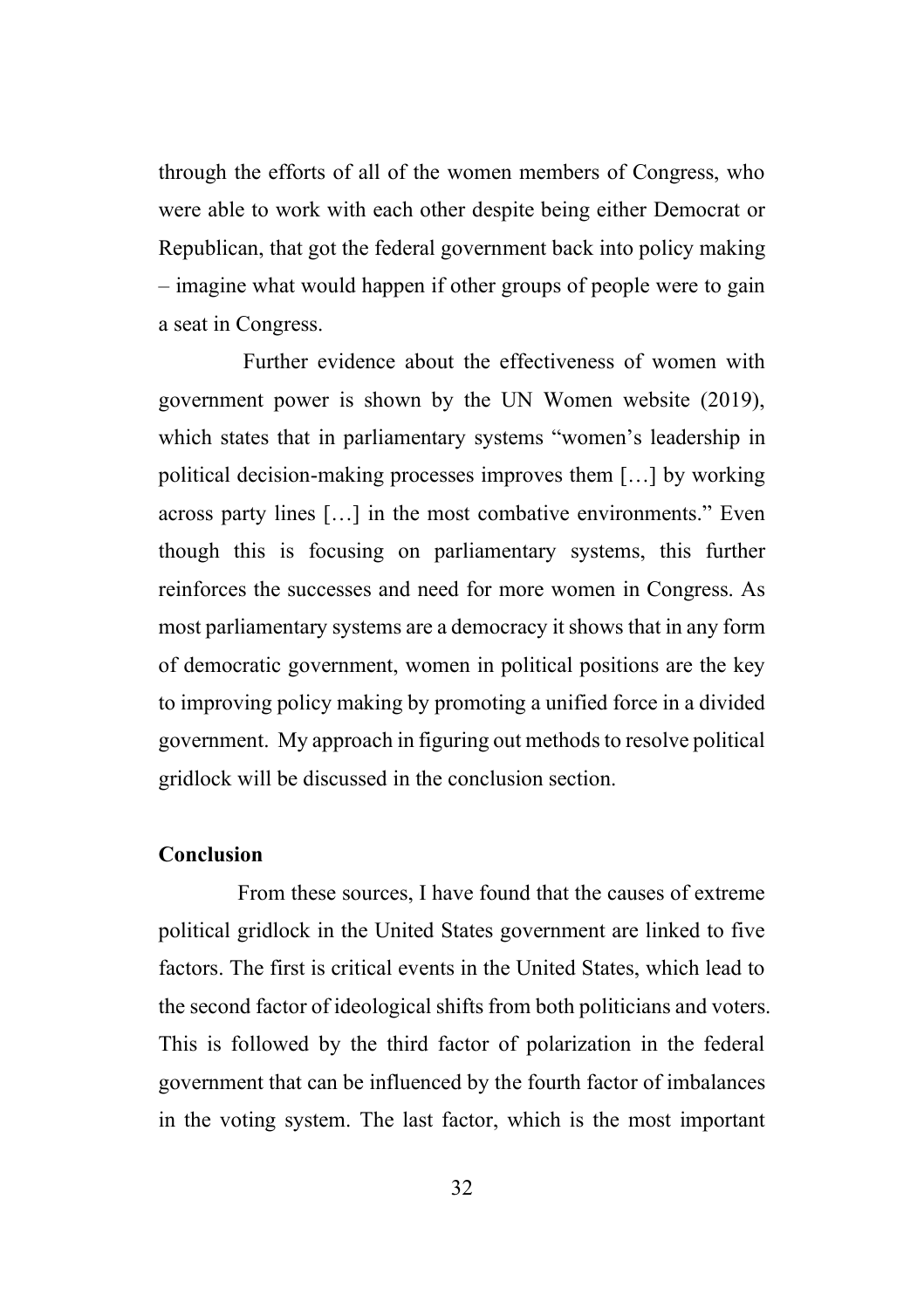through the efforts of all of the women members of Congress, who were able to work with each other despite being either Democrat or Republican, that got the federal government back into policy making – imagine what would happen if other groups of people were to gain a seat in Congress.

Further evidence about the effectiveness of women with government power is shown by the UN Women website (2019), which states that in parliamentary systems "women's leadership in political decision-making processes improves them […] by working across party lines […] in the most combative environments." Even though this is focusing on parliamentary systems, this further reinforces the successes and need for more women in Congress. As most parliamentary systems are a democracy it shows that in any form of democratic government, women in political positions are the key to improving policy making by promoting a unified force in a divided government. My approach in figuring out methods to resolve political gridlock will be discussed in the conclusion section.

**Conclusion**

From these sources, I have found that the causes of extreme political gridlock in the United States government are linked to five factors. The first is critical events in the United States, which lead to the second factor of ideological shifts from both politicians and voters. This is followed by the third factor of polarization in the federal government that can be influenced by the fourth factor of imbalances in the voting system. The last factor, which is the most important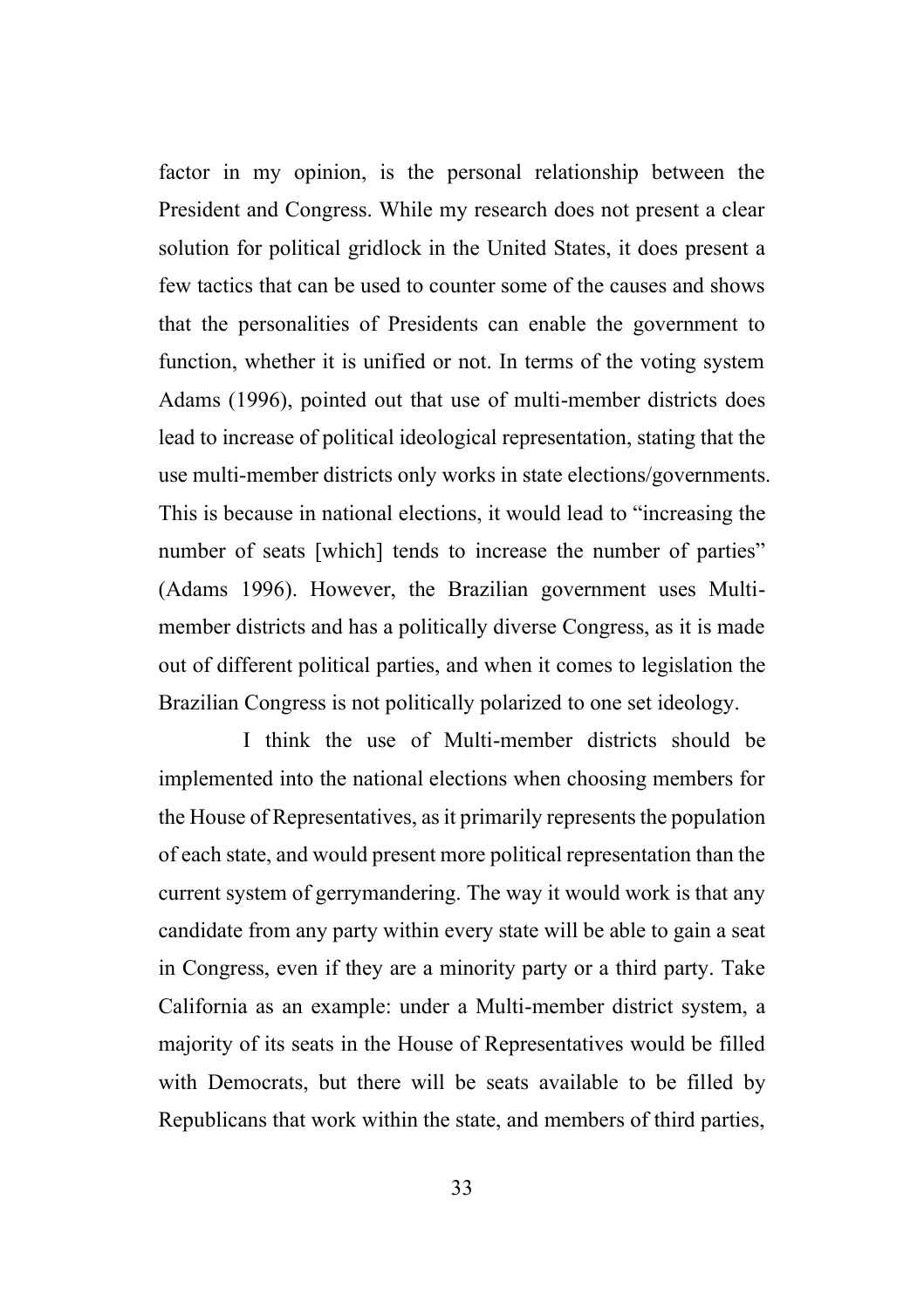factor in my opinion, is the personal relationship between the President and Congress. While my research does not present a clear solution for political gridlock in the United States, it does present a few tactics that can be used to counter some of the causes and shows that the personalities of Presidents can enable the government to function, whether it is unified or not. In terms of the voting system Adams (1996), pointed out that use of multi-member districts does lead to increase of political ideological representation, stating that the use multi-member districts only works in state elections/governments. This is because in national elections, it would lead to "increasing the number of seats [which] tends to increase the number of parties" (Adams 1996). However, the Brazilian government uses Multi-member districts and has a politically diverse Congress, as it is made out of different political parties, and when it comes to legislation the Brazilian Congress is not politically polarized to one set ideology.

I think the use of Multi-member districts should be implemented into the national elections when choosing members for the House of Representatives, as it primarily represents the population of each state, and would present more political representation than the current system of gerrymandering. The way it would work is that any candidate from any party within every state will be able to gain a seat in Congress, even if they are a minority party or a third party. Take California as an example: under a Multi-member district system, a majority of its seats in the House of Representatives would be filled with Democrats, but there will be seats available to be filled by Republicans that work within the state, and members of third parties,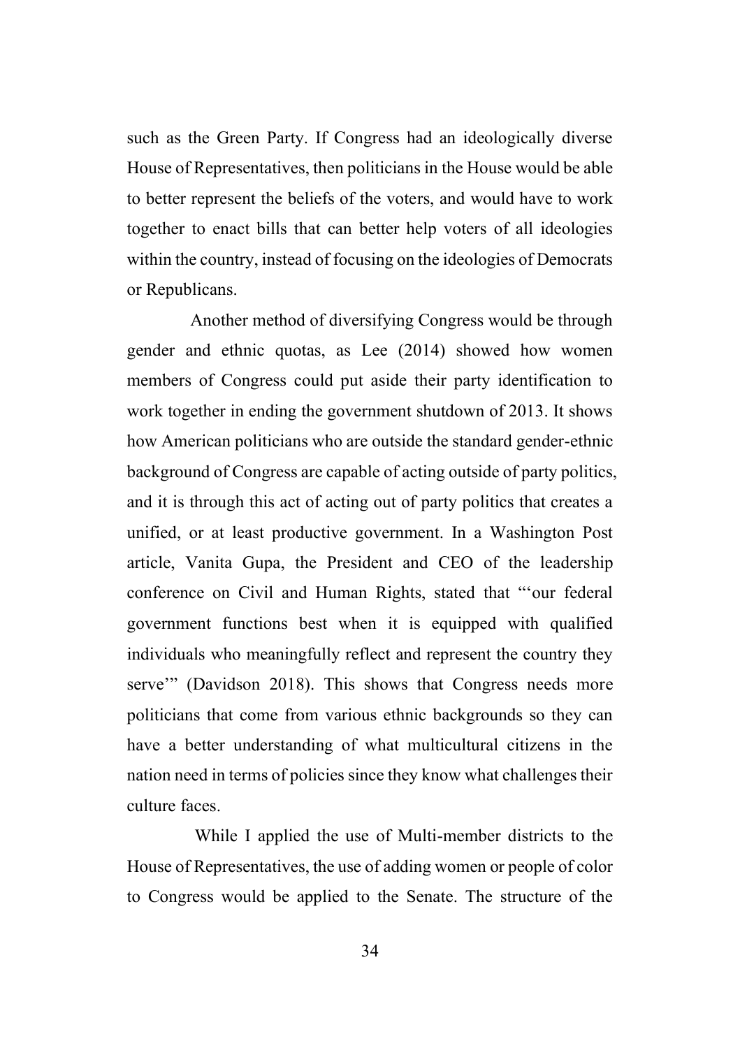such as the Green Party. If Congress had an ideologically diverse House of Representatives, then politicians in the House would be able to better represent the beliefs of the voters, and would have to work together to enact bills that can better help voters of all ideologies within the country, instead of focusing on the ideologies of Democrats or Republicans.

Another method of diversifying Congress would be through gender and ethnic quotas, as Lee (2014) showed how women members of Congress could put aside their party identification to work together in ending the government shutdown of 2013. It shows how American politicians who are outside the standard gender-ethnic background of Congress are capable of acting outside of party politics, and it is through this act of acting out of party politics that creates a unified, or at least productive government. In a Washington Post article, Vanita Gupa, the President and CEO of the leadership conference on Civil and Human Rights, stated that "'our federal government functions best when it is equipped with qualified individuals who meaningfully reflect and represent the country they serve'" (Davidson 2018). This shows that Congress needs more politicians that come from various ethnic backgrounds so they can have a better understanding of what multicultural citizens in the nation need in terms of policies since they know what challenges their culture faces.

While I applied the use of Multi-member districts to the House of Representatives, the use of adding women or people of color to Congress would be applied to the Senate. The structure of the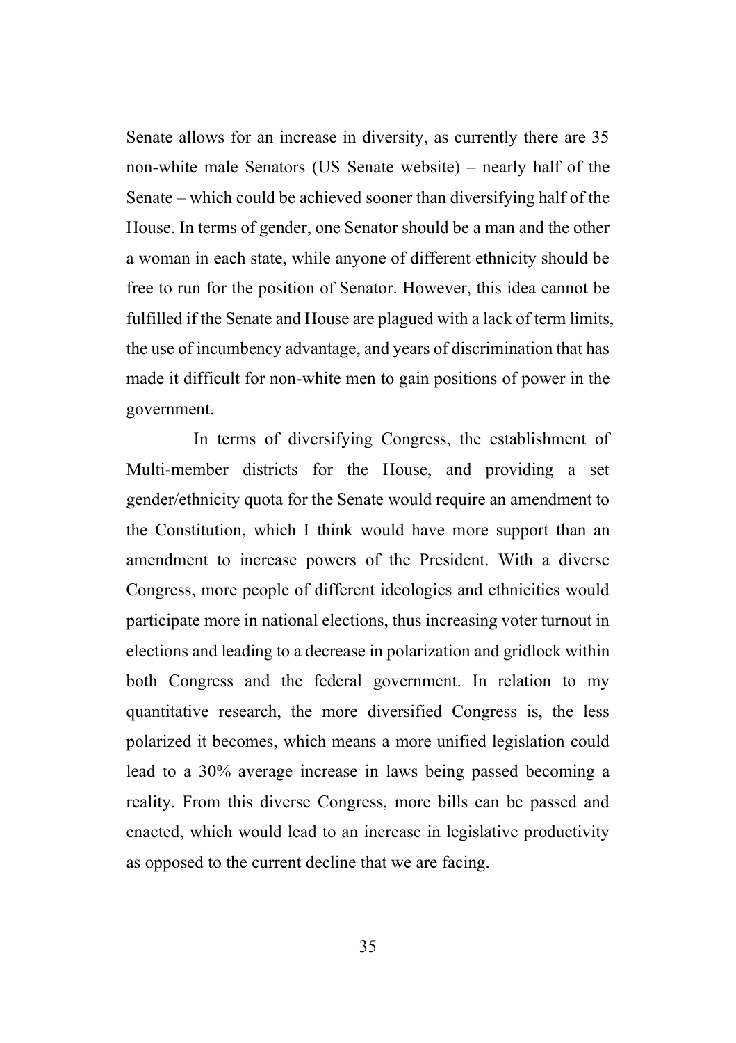Senate allows for an increase in diversity, as currently there are 35 non-white male Senators (US Senate website) – nearly half of the Senate – which could be achieved sooner than diversifying half of the House. In terms of gender, one Senator should be a man and the other a woman in each state, while anyone of different ethnicity should be free to run for the position of Senator. However, this idea cannot be fulfilled if the Senate and House are plagued with a lack of term limits, the use of incumbency advantage, and years of discrimination that has made it difficult for non-white men to gain positions of power in the government.

In terms of diversifying Congress, the establishment of Multi-member districts for the House, and providing a set gender/ethnicity quota for the Senate would require an amendment to the Constitution, which I think would have more support than an amendment to increase powers of the President. With a diverse Congress, more people of different ideologies and ethnicities would participate more in national elections, thus increasing voter turnout in elections and leading to a decrease in polarization and gridlock within both Congress and the federal government. In relation to my quantitative research, the more diversified Congress is, the less polarized it becomes, which means a more unified legislation could lead to a 30% average increase in laws being passed becoming a reality. From this diverse Congress, more bills can be passed and enacted, which would lead to an increase in legislative productivity as opposed to the current decline that we are facing.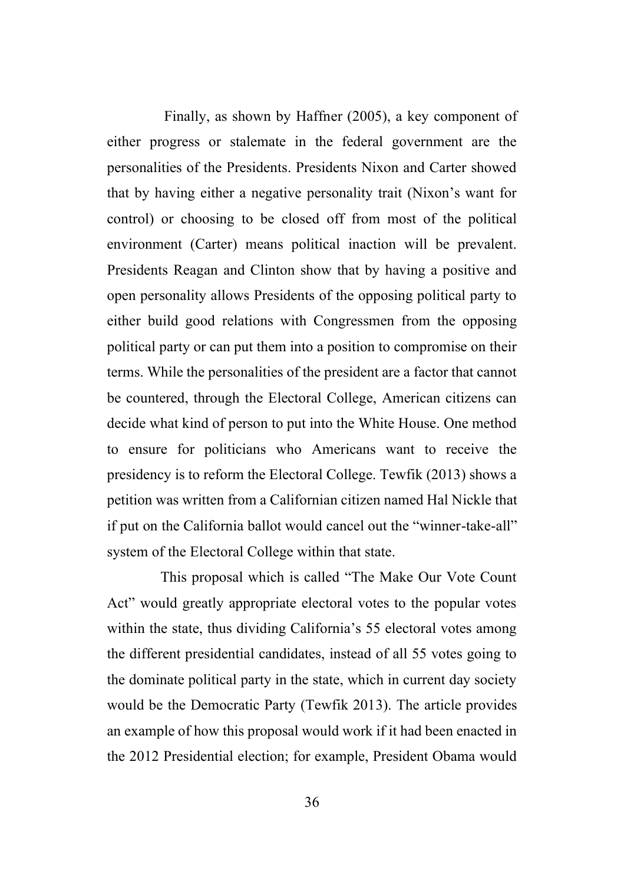Finally, as shown by Haffner (2005), a key component of either progress or stalemate in the federal government are the personalities of the Presidents. Presidents Nixon and Carter showed that by having either a negative personality trait (Nixon's want for control) or choosing to be closed off from most of the political environment (Carter) means political inaction will be prevalent. Presidents Reagan and Clinton show that by having a positive and open personality allows Presidents of the opposing political party to either build good relations with Congressmen from the opposing political party or can put them into a position to compromise on their terms. While the personalities of the president are a factor that cannot be countered, through the Electoral College, American citizens can decide what kind of person to put into the White House. One method to ensure for politicians who Americans want to receive the presidency is to reform the Electoral College. Tewfik (2013) shows a petition was written from a Californian citizen named Hal Nickle that if put on the California ballot would cancel out the "winner-take-all" system of the Electoral College within that state.

This proposal which is called "The Make Our Vote Count Act" would greatly appropriate electoral votes to the popular votes within the state, thus dividing California's 55 electoral votes among the different presidential candidates, instead of all 55 votes going to the dominate political party in the state, which in current day society would be the Democratic Party (Tewfik 2013). The article provides an example of how this proposal would work if it had been enacted in the 2012 Presidential election; for example, President Obama would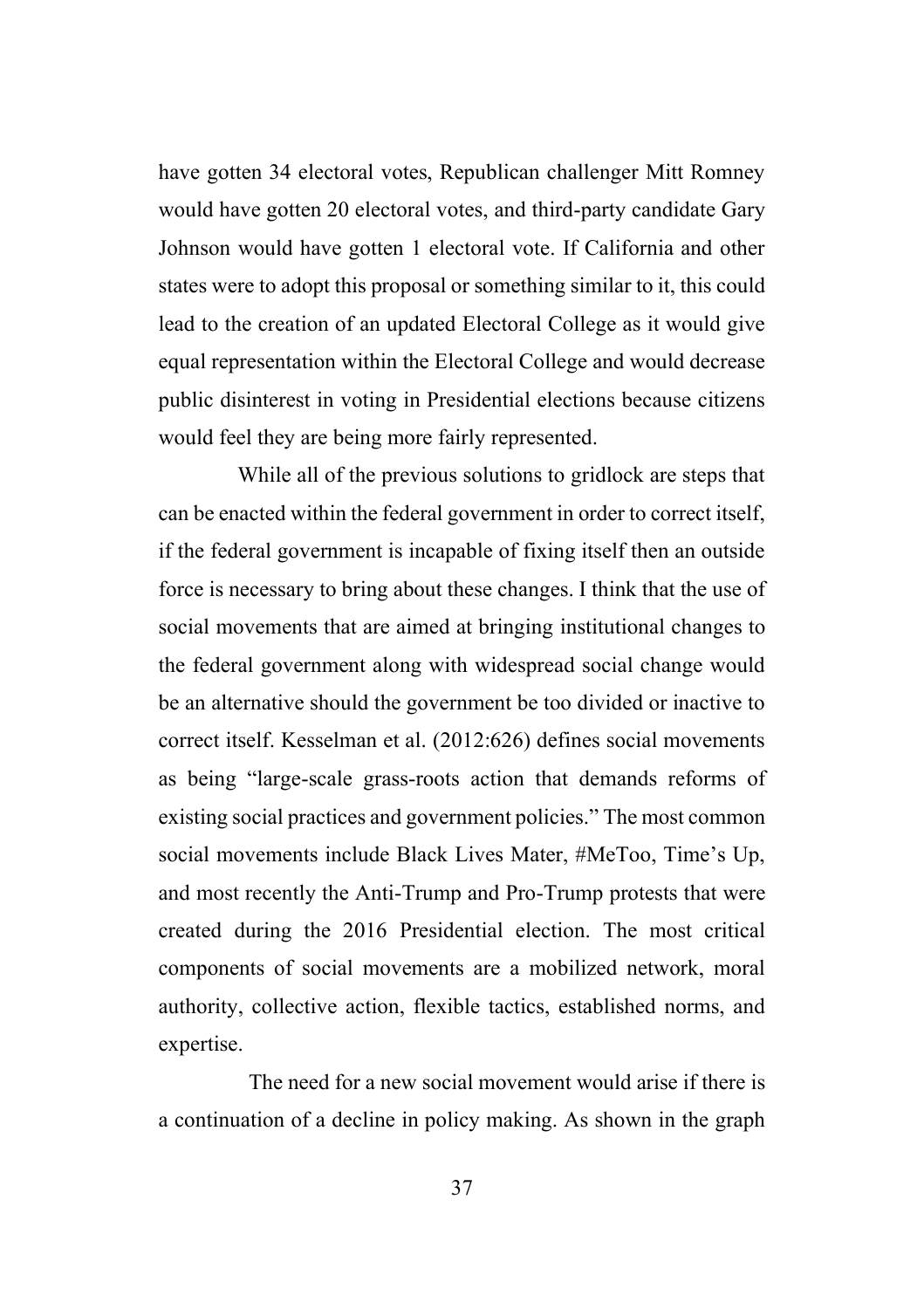have gotten 34 electoral votes, Republican challenger Mitt Romney would have gotten 20 electoral votes, and third-party candidate Gary Johnson would have gotten 1 electoral vote. If California and other states were to adopt this proposal or something similar to it, this could lead to the creation of an updated Electoral College as it would give equal representation within the Electoral College and would decrease public disinterest in voting in Presidential elections because citizens would feel they are being more fairly represented.

While all of the previous solutions to gridlock are steps that can be enacted within the federal government in order to correct itself, if the federal government is incapable of fixing itself then an outside force is necessary to bring about these changes. I think that the use of social movements that are aimed at bringing institutional changes to the federal government along with widespread social change would be an alternative should the government be too divided or inactive to correct itself. Kesselman et al. (2012:626) defines social movements as being "large-scale grass-roots action that demands reforms of existing social practices and government policies." The most common social movements include Black Lives Mater, #MeToo, Time's Up, and most recently the Anti-Trump and Pro-Trump protests that were created during the 2016 Presidential election. The most critical components of social movements are a mobilized network, moral authority, collective action, flexible tactics, established norms, and expertise.

The need for a new social movement would arise if there is a continuation of a decline in policy making. As shown in the graph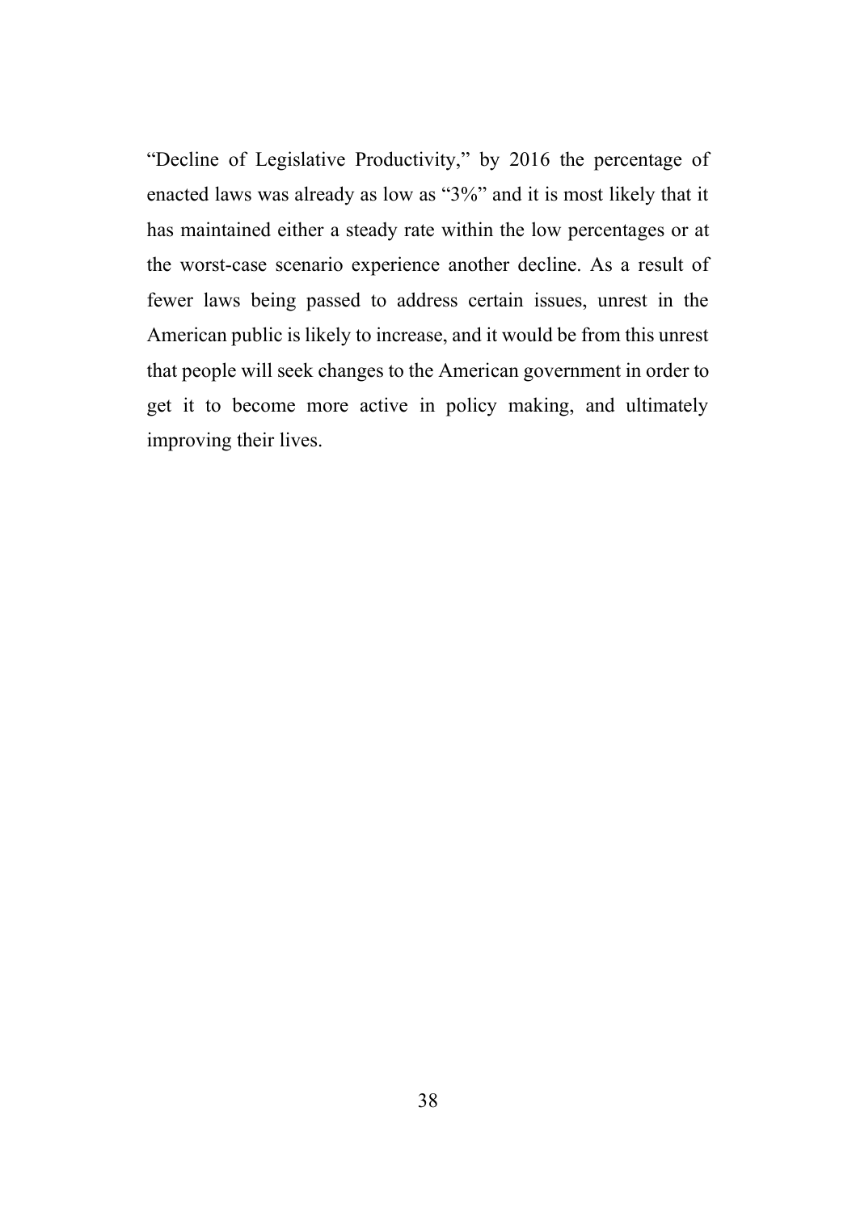"Decline of Legislative Productivity," by 2016 the percentage of enacted laws was already as low as "3%" and it is most likely that it has maintained either a steady rate within the low percentages or at the worst-case scenario experience another decline. As a result of fewer laws being passed to address certain issues, unrest in the American public is likely to increase, and it would be from this unrest that people will seek changes to the American government in order to get it to become more active in policy making, and ultimately improving their lives.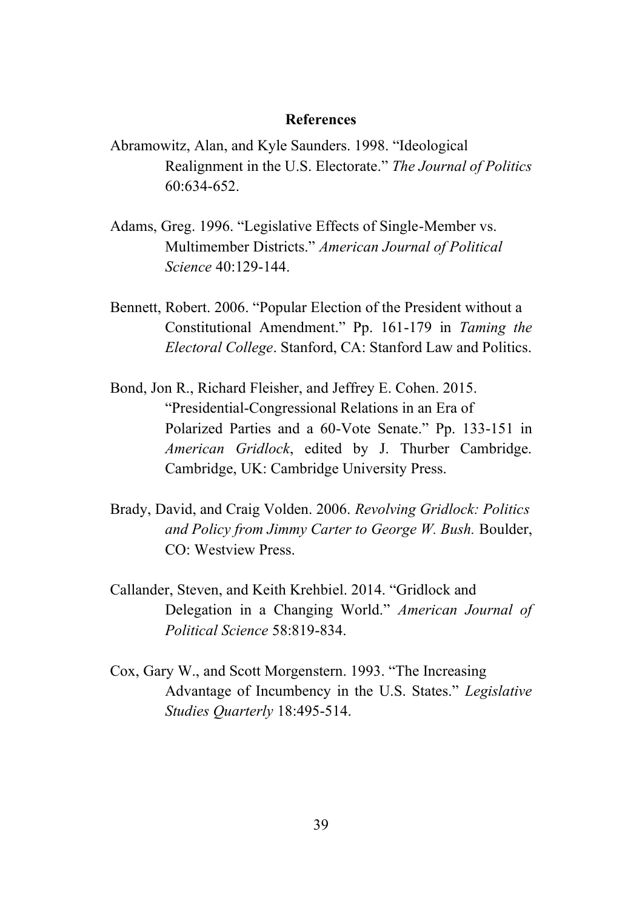## References

Abramowitz, Alan, and Kyle Saunders. 1998. "Ideological Realignment in the U.S. Electorate." *The Journal of Politics* 60:634-652.

Adams, Greg. 1996. "Legislative Effects of Single-Member vs. Multimember Districts." *American Journal of Political Science* 40:129-144.

Bennett, Robert. 2006. "Popular Election of the President without a Constitutional Amendment." Pp. 161-179 in *Taming the Electoral College*. Stanford, CA: Stanford Law and Politics.

Bond, Jon R., Richard Fleisher, and Jeffrey E. Cohen. 2015. "Presidential-Congressional Relations in an Era of Polarized Parties and a 60-Vote Senate." Pp. 133-151 in *American Gridlock*, edited by J. Thurber Cambridge. Cambridge, UK: Cambridge University Press.

Brady, David, and Craig Volden. 2006. *Revolving Gridlock: Politics and Policy from Jimmy Carter to George W. Bush.* Boulder, CO: Westview Press.

Callander, Steven, and Keith Krehbiel. 2014. "Gridlock and Delegation in a Changing World." *American Journal of Political Science* 58:819-834.

Cox, Gary W., and Scott Morgenstern. 1993. "The Increasing Advantage of Incumbency in the U.S. States." *Legislative Studies Quarterly* 18:495-514.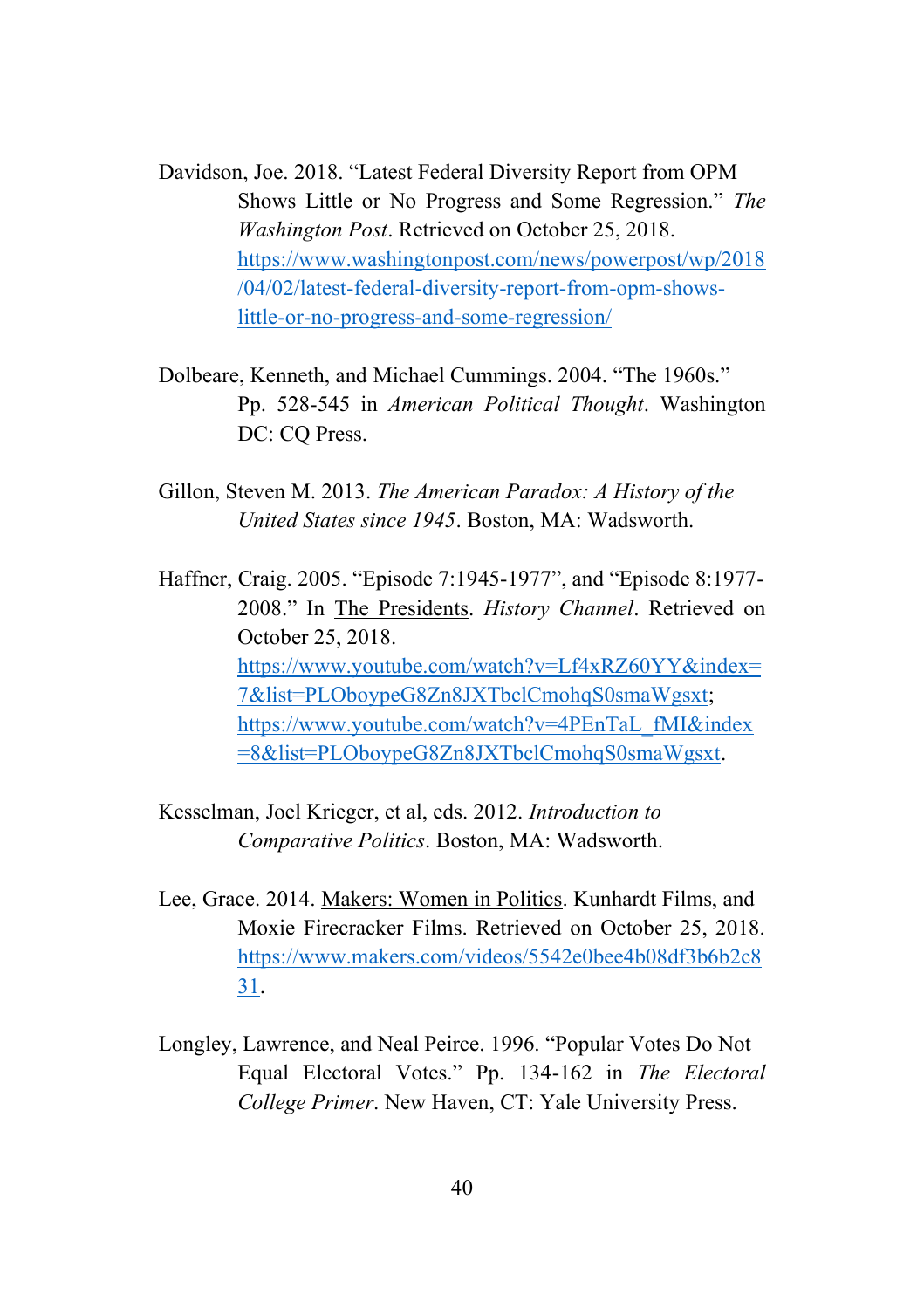Davidson, Joe. 2018. "Latest Federal Diversity Report from OPM Shows Little or No Progress and Some Regression." *The Washington Post*. Retrieved on October 25, 2018. https://www.washingtonpost.com/news/powerpost/wp/2018/04/02/latest-federal-diversity-report-from-opm-shows-little-or-no-progress-and-some-regression/

Dolbeare, Kenneth, and Michael Cummings. 2004. "The 1960s." Pp. 528-545 in *American Political Thought*. Washington DC: CQ Press.

Gillon, Steven M. 2013. *The American Paradox: A History of the United States since 1945*. Boston, MA: Wadsworth.

Haffner, Craig. 2005. "Episode 7:1945-1977", and "Episode 8:1977-2008." In The Presidents. *History Channel*. Retrieved on October 25, 2018. https://www.youtube.com/watch?v=Lf4xRZ60YY&index=7&list=PLOboypeG8Zn8JXTbclCmohqS0smaWgsxt; https://www.youtube.com/watch?v=4PEnTaL_fMI&index=8&list=PLOboypeG8Zn8JXTbclCmohqS0smaWgsxt.

Kesselman, Joel Krieger, et al, eds. 2012. *Introduction to Comparative Politics*. Boston, MA: Wadsworth.

Lee, Grace. 2014. Makers: Women in Politics. Kunhardt Films, and Moxie Firecracker Films. Retrieved on October 25, 2018. https://www.makers.com/videos/5542e0bee4b08df3b6b2c831.

Longley, Lawrence, and Neal Peirce. 1996. "Popular Votes Do Not Equal Electoral Votes." Pp. 134-162 in *The Electoral College Primer*. New Haven, CT: Yale University Press.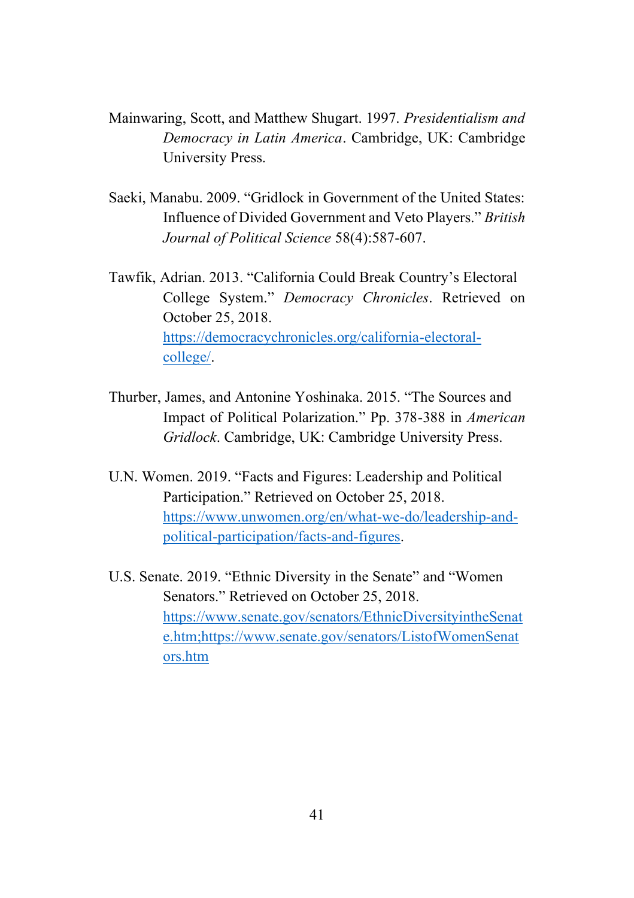Mainwaring, Scott, and Matthew Shugart. 1997. *Presidentialism and Democracy in Latin America*. Cambridge, UK: Cambridge University Press.

Saeki, Manabu. 2009. "Gridlock in Government of the United States: Influence of Divided Government and Veto Players." *British Journal of Political Science* 58(4):587-607.

Tawfik, Adrian. 2013. "California Could Break Country's Electoral College System." *Democracy Chronicles*. Retrieved on October 25, 2018. [https://democracychronicles.org/california-electoral-college/](https://democracychronicles.org/california-electoral-college/).

Thurber, James, and Antonine Yoshinaka. 2015. "The Sources and Impact of Political Polarization." Pp. 378-388 in *American Gridlock*. Cambridge, UK: Cambridge University Press.

U.N. Women. 2019. "Facts and Figures: Leadership and Political Participation." Retrieved on October 25, 2018. [https://www.unwomen.org/en/what-we-do/leadership-and-political-participation/facts-and-figures](https://www.unwomen.org/en/what-we-do/leadership-and-political-participation/facts-and-figures).

U.S. Senate. 2019. "Ethnic Diversity in the Senate" and "Women Senators." Retrieved on October 25, 2018. [https://www.senate.gov/senators/EthnicDiversityintheSenate.htm;https://www.senate.gov/senators/ListofWomenSenators.htm](https://www.senate.gov/senators/EthnicDiversityintheSenate.htm;https://www.senate.gov/senators/ListofWomenSenators.htm)